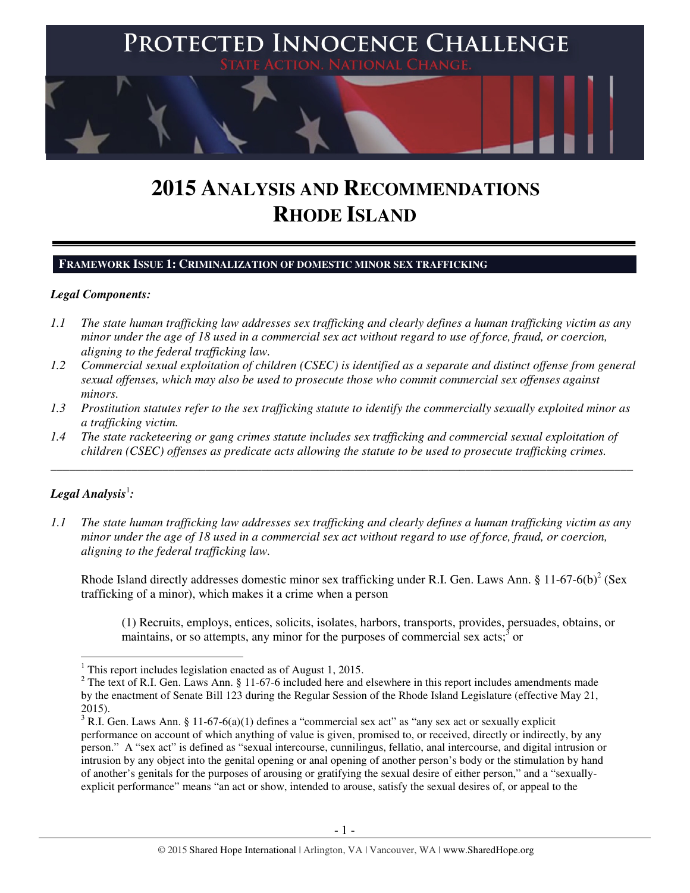# PROTECTED INNOCENCE CHALLENGE

STATE ACTION. NATIONAL CHANGE.

# 2015 ANALYSIS AND RECOMMENDATIONS RHODE ISLAND

## FRAMEWORK ISSUE 1: CRIMINALIZATION OF DOMESTIC MINOR SEX TRAFFICKING

***Legal Components:***

*1.1 The state human trafficking law addresses sex trafficking and clearly defines a human trafficking victim as any minor under the age of 18 used in a commercial sex act without regard to use of force, fraud, or coercion, aligning to the federal trafficking law.*

*1.2 Commercial sexual exploitation of children (CSEC) is identified as a separate and distinct offense from general sexual offenses, which may also be used to prosecute those who commit commercial sex offenses against minors.*

*1.3 Prostitution statutes refer to the sex trafficking statute to identify the commercially sexually exploited minor as a trafficking victim.*

*1.4 The state racketeering or gang crimes statute includes sex trafficking and commercial sexual exploitation of children (CSEC) offenses as predicate acts allowing the statute to be used to prosecute trafficking crimes.*

---

***Legal Analysis[1]:***

*1.1 The state human trafficking law addresses sex trafficking and clearly defines a human trafficking victim as any minor under the age of 18 used in a commercial sex act without regard to use of force, fraud, or coercion, aligning to the federal trafficking law.*

Rhode Island directly addresses domestic minor sex trafficking under R.I. Gen. Laws Ann. § 11-67-6(b)[2] (Sex trafficking of a minor), which makes it a crime when a person

> (1) Recruits, employs, entices, solicits, isolates, harbors, transports, provides, persuades, obtains, or maintains, or so attempts, any minor for the purposes of commercial sex acts;[3] or

---

[1] This report includes legislation enacted as of August 1, 2015.

[2] The text of R.I. Gen. Laws Ann. § 11-67-6 included here and elsewhere in this report includes amendments made by the enactment of Senate Bill 123 during the Regular Session of the Rhode Island Legislature (effective May 21, 2015).

[3] R.I. Gen. Laws Ann. § 11-67-6(a)(1) defines a "commercial sex act" as "any sex act or sexually explicit performance on account of which anything of value is given, promised to, or received, directly or indirectly, by any person." A "sex act" is defined as "sexual intercourse, cunnilingus, fellatio, anal intercourse, and digital intrusion or intrusion by any object into the genital opening or anal opening of another person's body or the stimulation by hand of another's genitals for the purposes of arousing or gratifying the sexual desire of either person," and a "sexually-explicit performance" means "an act or show, intended to arouse, satisfy the sexual desires of, or appeal to the

© 2015 Shared Hope International | Arlington, VA | Vancouver, WA | www.SharedHope.org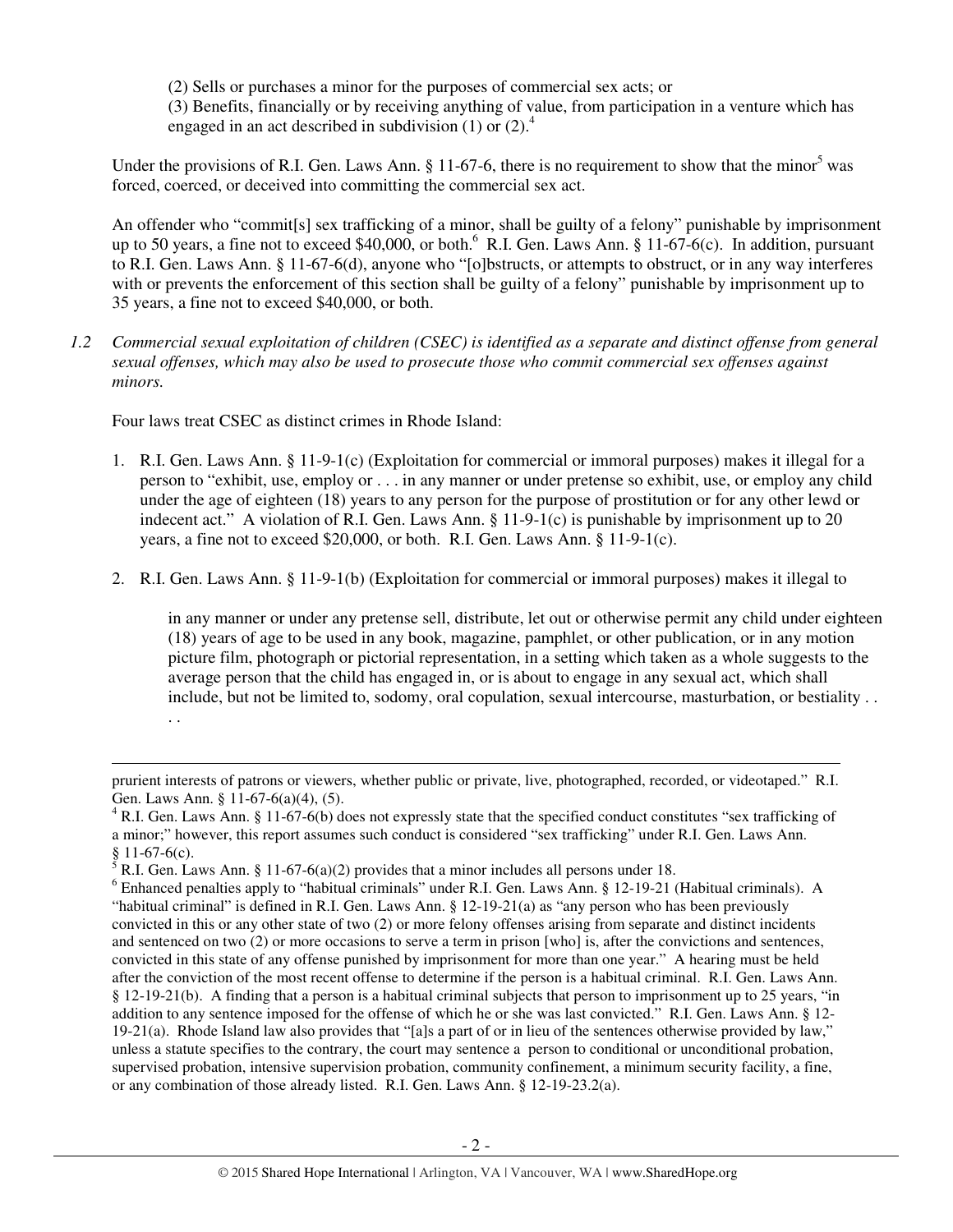(2) Sells or purchases a minor for the purposes of commercial sex acts; or
(3) Benefits, financially or by receiving anything of value, from participation in a venture which has engaged in an act described in subdivision (1) or (2).[4]

Under the provisions of R.I. Gen. Laws Ann. § 11-67-6, there is no requirement to show that the minor[5] was forced, coerced, or deceived into committing the commercial sex act.

An offender who "commit[s] sex trafficking of a minor, shall be guilty of a felony" punishable by imprisonment up to 50 years, a fine not to exceed $40,000, or both.[6] R.I. Gen. Laws Ann. § 11-67-6(c). In addition, pursuant to R.I. Gen. Laws Ann. § 11-67-6(d), anyone who "[o]bstructs, or attempts to obstruct, or in any way interferes with or prevents the enforcement of this section shall be guilty of a felony" punishable by imprisonment up to 35 years, a fine not to exceed $40,000, or both.

*1.2 Commercial sexual exploitation of children (CSEC) is identified as a separate and distinct offense from general sexual offenses, which may also be used to prosecute those who commit commercial sex offenses against minors.*

Four laws treat CSEC as distinct crimes in Rhode Island:

1. R.I. Gen. Laws Ann. § 11-9-1(c) (Exploitation for commercial or immoral purposes) makes it illegal for a person to "exhibit, use, employ or . . . in any manner or under pretense so exhibit, use, or employ any child under the age of eighteen (18) years to any person for the purpose of prostitution or for any other lewd or indecent act." A violation of R.I. Gen. Laws Ann. § 11-9-1(c) is punishable by imprisonment up to 20 years, a fine not to exceed $20,000, or both. R.I. Gen. Laws Ann. § 11-9-1(c).

2. R.I. Gen. Laws Ann. § 11-9-1(b) (Exploitation for commercial or immoral purposes) makes it illegal to

   > in any manner or under any pretense sell, distribute, let out or otherwise permit any child under eighteen (18) years of age to be used in any book, magazine, pamphlet, or other publication, or in any motion picture film, photograph or pictorial representation, in a setting which taken as a whole suggests to the average person that the child has engaged in, or is about to engage in any sexual act, which shall include, but not be limited to, sodomy, oral copulation, sexual intercourse, masturbation, or bestiality . . . .

---

prurient interests of patrons or viewers, whether public or private, live, photographed, recorded, or videotaped." R.I. Gen. Laws Ann. § 11-67-6(a)(4), (5).

[4] R.I. Gen. Laws Ann. § 11-67-6(b) does not expressly state that the specified conduct constitutes "sex trafficking of a minor;" however, this report assumes such conduct is considered "sex trafficking" under R.I. Gen. Laws Ann. § 11-67-6(c).

[5] R.I. Gen. Laws Ann. § 11-67-6(a)(2) provides that a minor includes all persons under 18.

[6] Enhanced penalties apply to "habitual criminals" under R.I. Gen. Laws Ann. § 12-19-21 (Habitual criminals). A "habitual criminal" is defined in R.I. Gen. Laws Ann. § 12-19-21(a) as "any person who has been previously convicted in this or any other state of two (2) or more felony offenses arising from separate and distinct incidents and sentenced on two (2) or more occasions to serve a term in prison [who] is, after the convictions and sentences, convicted in this state of any offense punished by imprisonment for more than one year." A hearing must be held after the conviction of the most recent offense to determine if the person is a habitual criminal. R.I. Gen. Laws Ann. § 12-19-21(b). A finding that a person is a habitual criminal subjects that person to imprisonment up to 25 years, "in addition to any sentence imposed for the offense of which he or she was last convicted." R.I. Gen. Laws Ann. § 12-19-21(a). Rhode Island law also provides that "[a]s a part of or in lieu of the sentences otherwise provided by law," unless a statute specifies to the contrary, the court may sentence a person to conditional or unconditional probation, supervised probation, intensive supervision probation, community confinement, a minimum security facility, a fine, or any combination of those already listed. R.I. Gen. Laws Ann. § 12-19-23.2(a).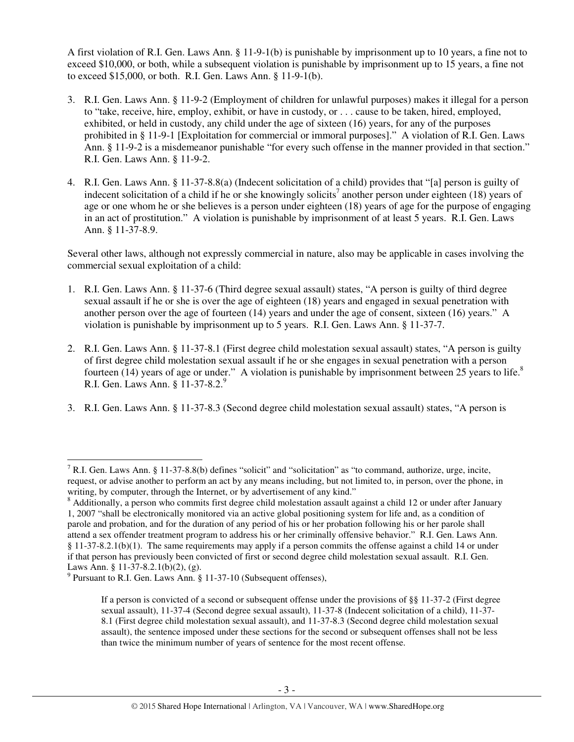A first violation of R.I. Gen. Laws Ann. § 11-9-1(b) is punishable by imprisonment up to 10 years, a fine not to exceed $10,000, or both, while a subsequent violation is punishable by imprisonment up to 15 years, a fine not to exceed $15,000, or both. R.I. Gen. Laws Ann. § 11-9-1(b).

3. R.I. Gen. Laws Ann. § 11-9-2 (Employment of children for unlawful purposes) makes it illegal for a person to "take, receive, hire, employ, exhibit, or have in custody, or . . . cause to be taken, hired, employed, exhibited, or held in custody, any child under the age of sixteen (16) years, for any of the purposes prohibited in § 11-9-1 [Exploitation for commercial or immoral purposes]." A violation of R.I. Gen. Laws Ann. § 11-9-2 is a misdemeanor punishable "for every such offense in the manner provided in that section." R.I. Gen. Laws Ann. § 11-9-2.

4. R.I. Gen. Laws Ann. § 11-37-8.8(a) (Indecent solicitation of a child) provides that "[a] person is guilty of indecent solicitation of a child if he or she knowingly solicits[7] another person under eighteen (18) years of age or one whom he or she believes is a person under eighteen (18) years of age for the purpose of engaging in an act of prostitution." A violation is punishable by imprisonment of at least 5 years. R.I. Gen. Laws Ann. § 11-37-8.9.

Several other laws, although not expressly commercial in nature, also may be applicable in cases involving the commercial sexual exploitation of a child:

1. R.I. Gen. Laws Ann. § 11-37-6 (Third degree sexual assault) states, "A person is guilty of third degree sexual assault if he or she is over the age of eighteen (18) years and engaged in sexual penetration with another person over the age of fourteen (14) years and under the age of consent, sixteen (16) years." A violation is punishable by imprisonment up to 5 years. R.I. Gen. Laws Ann. § 11-37-7.

2. R.I. Gen. Laws Ann. § 11-37-8.1 (First degree child molestation sexual assault) states, "A person is guilty of first degree child molestation sexual assault if he or she engages in sexual penetration with a person fourteen (14) years of age or under." A violation is punishable by imprisonment between 25 years to life.[8] R.I. Gen. Laws Ann. § 11-37-8.2.[9]

3. R.I. Gen. Laws Ann. § 11-37-8.3 (Second degree child molestation sexual assault) states, "A person is

---

[7] R.I. Gen. Laws Ann. § 11-37-8.8(b) defines "solicit" and "solicitation" as "to command, authorize, urge, incite, request, or advise another to perform an act by any means including, but not limited to, in person, over the phone, in writing, by computer, through the Internet, or by advertisement of any kind."

[8] Additionally, a person who commits first degree child molestation assault against a child 12 or under after January 1, 2007 "shall be electronically monitored via an active global positioning system for life and, as a condition of parole and probation, and for the duration of any period of his or her probation following his or her parole shall attend a sex offender treatment program to address his or her criminally offensive behavior." R.I. Gen. Laws Ann. § 11-37-8.2.1(b)(1). The same requirements may apply if a person commits the offense against a child 14 or under if that person has previously been convicted of first or second degree child molestation sexual assault. R.I. Gen. Laws Ann. § 11-37-8.2.1(b)(2), (g).

[9] Pursuant to R.I. Gen. Laws Ann. § 11-37-10 (Subsequent offenses),

> If a person is convicted of a second or subsequent offense under the provisions of §§ 11-37-2 (First degree sexual assault), 11-37-4 (Second degree sexual assault), 11-37-8 (Indecent solicitation of a child), 11-37-8.1 (First degree child molestation sexual assault), and 11-37-8.3 (Second degree child molestation sexual assault), the sentence imposed under these sections for the second or subsequent offenses shall not be less than twice the minimum number of years of sentence for the most recent offense.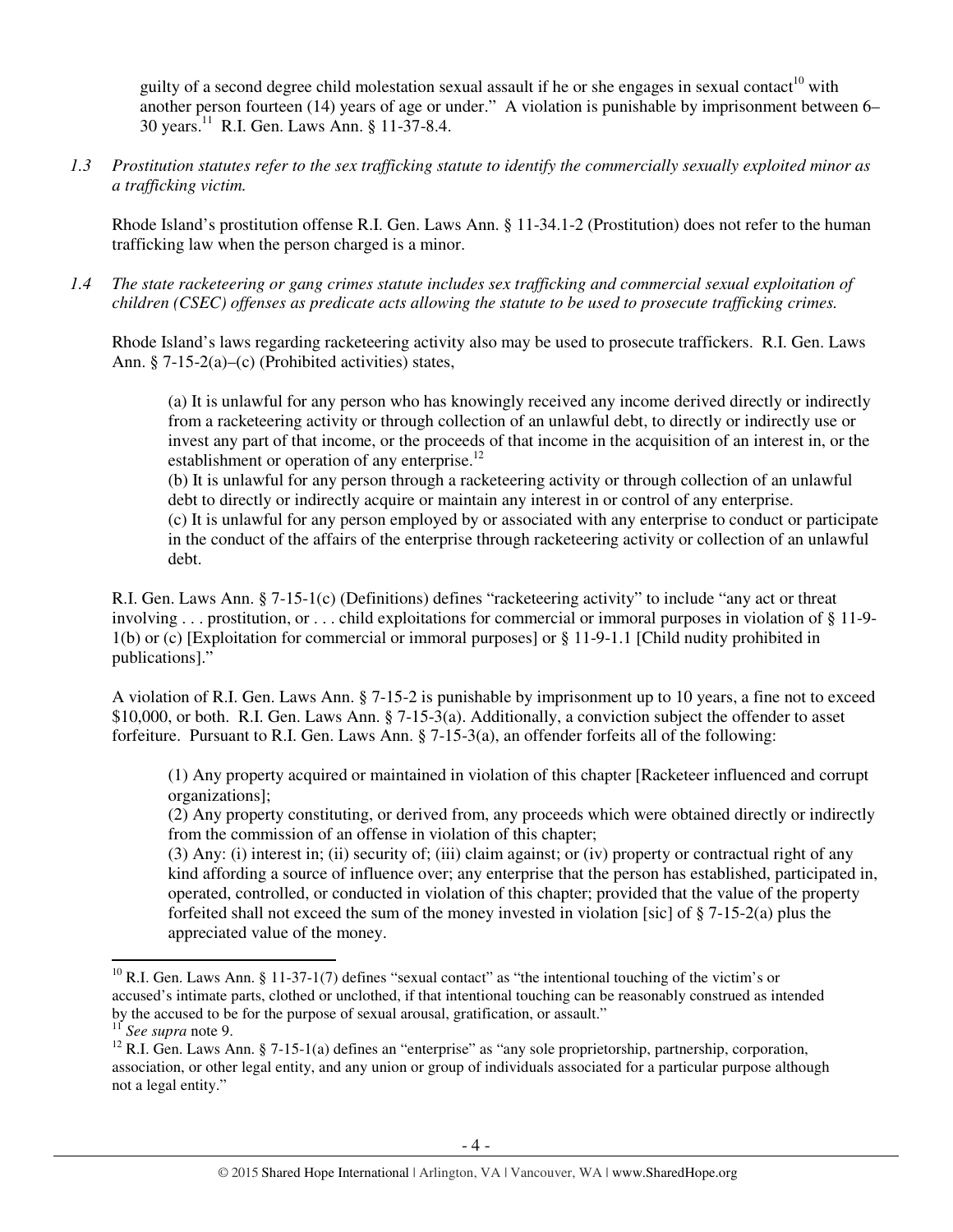guilty of a second degree child molestation sexual assault if he or she engages in sexual contact[10] with another person fourteen (14) years of age or under." A violation is punishable by imprisonment between 6–30 years.[11] R.I. Gen. Laws Ann. § 11-37-8.4.

*1.3 Prostitution statutes refer to the sex trafficking statute to identify the commercially sexually exploited minor as a trafficking victim.*

Rhode Island's prostitution offense R.I. Gen. Laws Ann. § 11-34.1-2 (Prostitution) does not refer to the human trafficking law when the person charged is a minor.

*1.4 The state racketeering or gang crimes statute includes sex trafficking and commercial sexual exploitation of children (CSEC) offenses as predicate acts allowing the statute to be used to prosecute trafficking crimes.*

Rhode Island's laws regarding racketeering activity also may be used to prosecute traffickers. R.I. Gen. Laws Ann. § 7-15-2(a)–(c) (Prohibited activities) states,

> (a) It is unlawful for any person who has knowingly received any income derived directly or indirectly from a racketeering activity or through collection of an unlawful debt, to directly or indirectly use or invest any part of that income, or the proceeds of that income in the acquisition of an interest in, or the establishment or operation of any enterprise.[12]
> (b) It is unlawful for any person through a racketeering activity or through collection of an unlawful debt to directly or indirectly acquire or maintain any interest in or control of any enterprise.
> (c) It is unlawful for any person employed by or associated with any enterprise to conduct or participate in the conduct of the affairs of the enterprise through racketeering activity or collection of an unlawful debt.

R.I. Gen. Laws Ann. § 7-15-1(c) (Definitions) defines "racketeering activity" to include "any act or threat involving . . . prostitution, or . . . child exploitations for commercial or immoral purposes in violation of § 11-9-1(b) or (c) [Exploitation for commercial or immoral purposes] or § 11-9-1.1 [Child nudity prohibited in publications]."

A violation of R.I. Gen. Laws Ann. § 7-15-2 is punishable by imprisonment up to 10 years, a fine not to exceed $10,000, or both. R.I. Gen. Laws Ann. § 7-15-3(a). Additionally, a conviction subject the offender to asset forfeiture. Pursuant to R.I. Gen. Laws Ann. § 7-15-3(a), an offender forfeits all of the following:

> (1) Any property acquired or maintained in violation of this chapter [Racketeer influenced and corrupt organizations];
> (2) Any property constituting, or derived from, any proceeds which were obtained directly or indirectly from the commission of an offense in violation of this chapter;
> (3) Any: (i) interest in; (ii) security of; (iii) claim against; or (iv) property or contractual right of any kind affording a source of influence over; any enterprise that the person has established, participated in, operated, controlled, or conducted in violation of this chapter; provided that the value of the property forfeited shall not exceed the sum of the money invested in violation [sic] of § 7-15-2(a) plus the appreciated value of the money.

---

[10] R.I. Gen. Laws Ann. § 11-37-1(7) defines "sexual contact" as "the intentional touching of the victim's or accused's intimate parts, clothed or unclothed, if that intentional touching can be reasonably construed as intended by the accused to be for the purpose of sexual arousal, gratification, or assault."

[11] *See supra* note 9.

[12] R.I. Gen. Laws Ann. § 7-15-1(a) defines an "enterprise" as "any sole proprietorship, partnership, corporation, association, or other legal entity, and any union or group of individuals associated for a particular purpose although not a legal entity."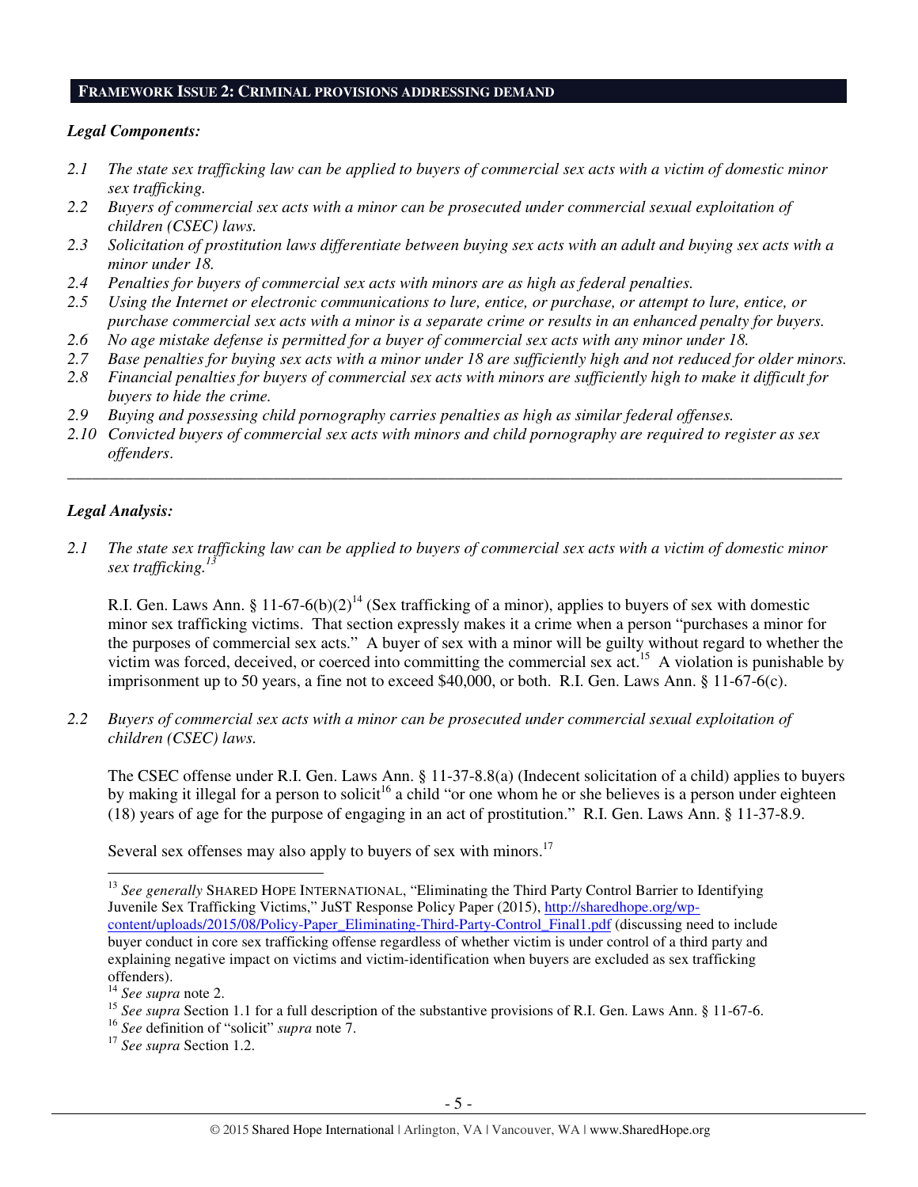## **FRAMEWORK ISSUE 2: CRIMINAL PROVISIONS ADDRESSING DEMAND**

***Legal Components:***

*2.1 The state sex trafficking law can be applied to buyers of commercial sex acts with a victim of domestic minor sex trafficking.*
*2.2 Buyers of commercial sex acts with a minor can be prosecuted under commercial sexual exploitation of children (CSEC) laws.*
*2.3 Solicitation of prostitution laws differentiate between buying sex acts with an adult and buying sex acts with a minor under 18.*
*2.4 Penalties for buyers of commercial sex acts with minors are as high as federal penalties.*
*2.5 Using the Internet or electronic communications to lure, entice, or purchase, or attempt to lure, entice, or purchase commercial sex acts with a minor is a separate crime or results in an enhanced penalty for buyers.*
*2.6 No age mistake defense is permitted for a buyer of commercial sex acts with any minor under 18.*
*2.7 Base penalties for buying sex acts with a minor under 18 are sufficiently high and not reduced for older minors.*
*2.8 Financial penalties for buyers of commercial sex acts with minors are sufficiently high to make it difficult for buyers to hide the crime.*
*2.9 Buying and possessing child pornography carries penalties as high as similar federal offenses.*
*2.10 Convicted buyers of commercial sex acts with minors and child pornography are required to register as sex offenders.*

---

***Legal Analysis:***

*2.1 The state sex trafficking law can be applied to buyers of commercial sex acts with a victim of domestic minor sex trafficking.*[13]

R.I. Gen. Laws Ann. § 11-67-6(b)(2)[14] (Sex trafficking of a minor), applies to buyers of sex with domestic minor sex trafficking victims. That section expressly makes it a crime when a person "purchases a minor for the purposes of commercial sex acts." A buyer of sex with a minor will be guilty without regard to whether the victim was forced, deceived, or coerced into committing the commercial sex act.[15] A violation is punishable by imprisonment up to 50 years, a fine not to exceed $40,000, or both. R.I. Gen. Laws Ann. § 11-67-6(c).

*2.2 Buyers of commercial sex acts with a minor can be prosecuted under commercial sexual exploitation of children (CSEC) laws.*

The CSEC offense under R.I. Gen. Laws Ann. § 11-37-8.8(a) (Indecent solicitation of a child) applies to buyers by making it illegal for a person to solicit[16] a child "or one whom he or she believes is a person under eighteen (18) years of age for the purpose of engaging in an act of prostitution." R.I. Gen. Laws Ann. § 11-37-8.9.

Several sex offenses may also apply to buyers of sex with minors.[17]

---

[13] *See generally* SHARED HOPE INTERNATIONAL, "Eliminating the Third Party Control Barrier to Identifying Juvenile Sex Trafficking Victims," JuST Response Policy Paper (2015), http://sharedhope.org/wp-content/uploads/2015/08/Policy-Paper_Eliminating-Third-Party-Control_Final1.pdf (discussing need to include buyer conduct in core sex trafficking offense regardless of whether victim is under control of a third party and explaining negative impact on victims and victim-identification when buyers are excluded as sex trafficking offenders).
[14] *See supra* note 2.
[15] *See supra* Section 1.1 for a full description of the substantive provisions of R.I. Gen. Laws Ann. § 11-67-6.
[16] *See* definition of "solicit" *supra* note 7.
[17] *See supra* Section 1.2.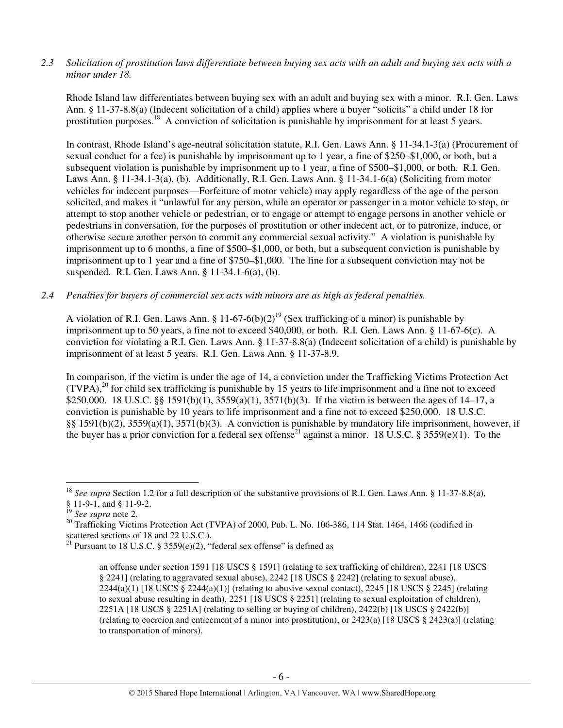*2.3 Solicitation of prostitution laws differentiate between buying sex acts with an adult and buying sex acts with a minor under 18.*

Rhode Island law differentiates between buying sex with an adult and buying sex with a minor. R.I. Gen. Laws Ann. § 11-37-8.8(a) (Indecent solicitation of a child) applies where a buyer "solicits" a child under 18 for prostitution purposes.[18] A conviction of solicitation is punishable by imprisonment for at least 5 years.

In contrast, Rhode Island's age-neutral solicitation statute, R.I. Gen. Laws Ann. § 11-34.1-3(a) (Procurement of sexual conduct for a fee) is punishable by imprisonment up to 1 year, a fine of $250–$1,000, or both, but a subsequent violation is punishable by imprisonment up to 1 year, a fine of $500–$1,000, or both. R.I. Gen. Laws Ann. § 11-34.1-3(a), (b). Additionally, R.I. Gen. Laws Ann. § 11-34.1-6(a) (Soliciting from motor vehicles for indecent purposes—Forfeiture of motor vehicle) may apply regardless of the age of the person solicited, and makes it "unlawful for any person, while an operator or passenger in a motor vehicle to stop, or attempt to stop another vehicle or pedestrian, or to engage or attempt to engage persons in another vehicle or pedestrians in conversation, for the purposes of prostitution or other indecent act, or to patronize, induce, or otherwise secure another person to commit any commercial sexual activity." A violation is punishable by imprisonment up to 6 months, a fine of $500–$1,000, or both, but a subsequent conviction is punishable by imprisonment up to 1 year and a fine of $750–$1,000. The fine for a subsequent conviction may not be suspended. R.I. Gen. Laws Ann. § 11-34.1-6(a), (b).

*2.4 Penalties for buyers of commercial sex acts with minors are as high as federal penalties.*

A violation of R.I. Gen. Laws Ann. § 11-67-6(b)(2)[19] (Sex trafficking of a minor) is punishable by imprisonment up to 50 years, a fine not to exceed $40,000, or both. R.I. Gen. Laws Ann. § 11-67-6(c). A conviction for violating a R.I. Gen. Laws Ann. § 11-37-8.8(a) (Indecent solicitation of a child) is punishable by imprisonment of at least 5 years. R.I. Gen. Laws Ann. § 11-37-8.9.

In comparison, if the victim is under the age of 14, a conviction under the Trafficking Victims Protection Act (TVPA),[20] for child sex trafficking is punishable by 15 years to life imprisonment and a fine not to exceed $250,000. 18 U.S.C. §§ 1591(b)(1), 3559(a)(1), 3571(b)(3). If the victim is between the ages of 14–17, a conviction is punishable by 10 years to life imprisonment and a fine not to exceed $250,000. 18 U.S.C. §§ 1591(b)(2), 3559(a)(1), 3571(b)(3). A conviction is punishable by mandatory life imprisonment, however, if the buyer has a prior conviction for a federal sex offense[21] against a minor. 18 U.S.C. § 3559(e)(1). To the

---

[18] *See supra* Section 1.2 for a full description of the substantive provisions of R.I. Gen. Laws Ann. § 11-37-8.8(a), § 11-9-1, and § 11-9-2.

[19] *See supra* note 2.

[20] Trafficking Victims Protection Act (TVPA) of 2000, Pub. L. No. 106-386, 114 Stat. 1464, 1466 (codified in scattered sections of 18 and 22 U.S.C.).

[21] Pursuant to 18 U.S.C. § 3559(e)(2), "federal sex offense" is defined as

> an offense under section 1591 [18 USCS § 1591] (relating to sex trafficking of children), 2241 [18 USCS § 2241] (relating to aggravated sexual abuse), 2242 [18 USCS § 2242] (relating to sexual abuse), 2244(a)(1) [18 USCS § 2244(a)(1)] (relating to abusive sexual contact), 2245 [18 USCS § 2245] (relating to sexual abuse resulting in death), 2251 [18 USCS § 2251] (relating to sexual exploitation of children), 2251A [18 USCS § 2251A] (relating to selling or buying of children), 2422(b) [18 USCS § 2422(b)] (relating to coercion and enticement of a minor into prostitution), or 2423(a) [18 USCS § 2423(a)] (relating to transportation of minors).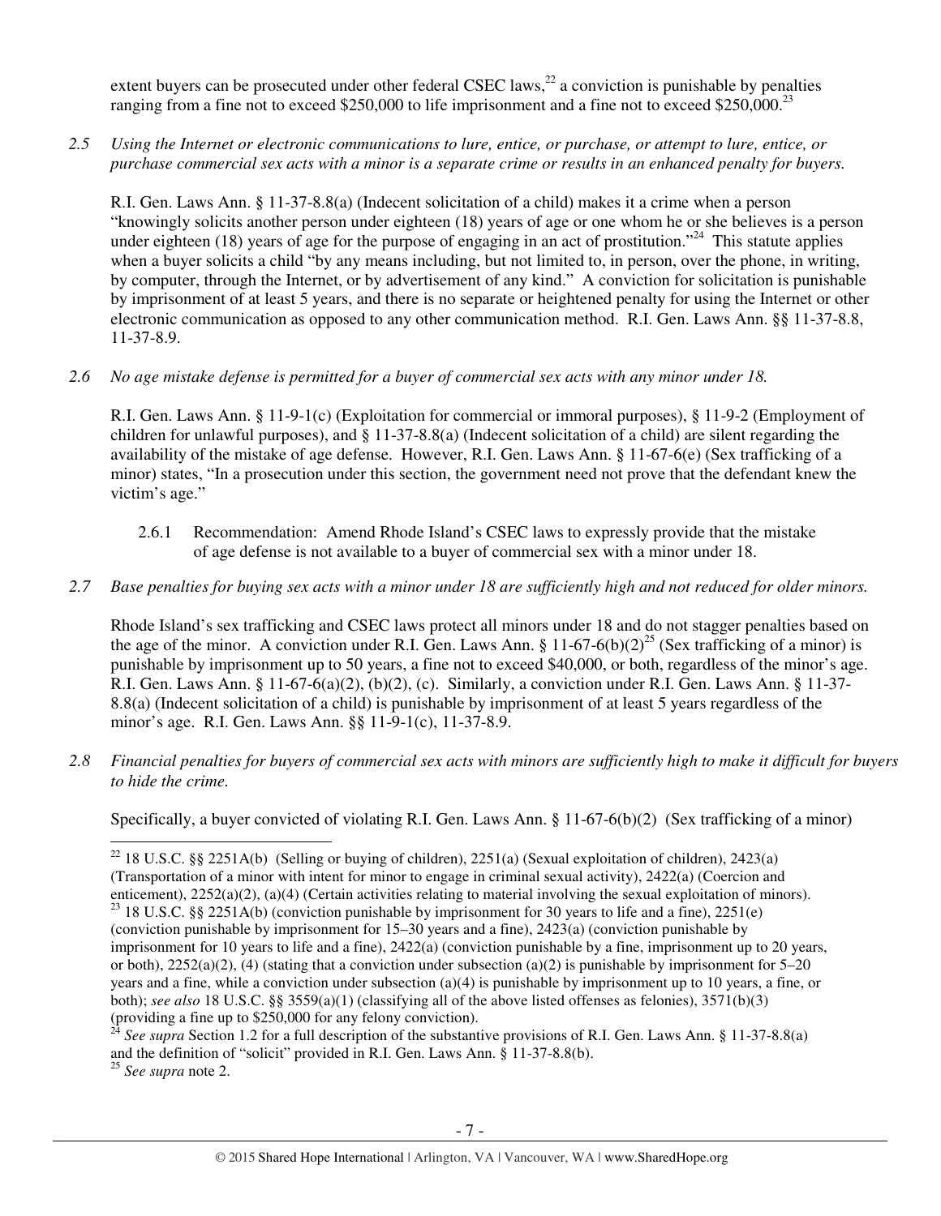extent buyers can be prosecuted under other federal CSEC laws,[22] a conviction is punishable by penalties ranging from a fine not to exceed $250,000 to life imprisonment and a fine not to exceed $250,000.[23]

*2.5 Using the Internet or electronic communications to lure, entice, or purchase, or attempt to lure, entice, or purchase commercial sex acts with a minor is a separate crime or results in an enhanced penalty for buyers.*

R.I. Gen. Laws Ann. § 11-37-8.8(a) (Indecent solicitation of a child) makes it a crime when a person "knowingly solicits another person under eighteen (18) years of age or one whom he or she believes is a person under eighteen (18) years of age for the purpose of engaging in an act of prostitution."[24] This statute applies when a buyer solicits a child "by any means including, but not limited to, in person, over the phone, in writing, by computer, through the Internet, or by advertisement of any kind." A conviction for solicitation is punishable by imprisonment of at least 5 years, and there is no separate or heightened penalty for using the Internet or other electronic communication as opposed to any other communication method. R.I. Gen. Laws Ann. §§ 11-37-8.8, 11-37-8.9.

*2.6 No age mistake defense is permitted for a buyer of commercial sex acts with any minor under 18.*

R.I. Gen. Laws Ann. § 11-9-1(c) (Exploitation for commercial or immoral purposes), § 11-9-2 (Employment of children for unlawful purposes), and § 11-37-8.8(a) (Indecent solicitation of a child) are silent regarding the availability of the mistake of age defense. However, R.I. Gen. Laws Ann. § 11-67-6(e) (Sex trafficking of a minor) states, "In a prosecution under this section, the government need not prove that the defendant knew the victim's age."

> 2.6.1 Recommendation: Amend Rhode Island's CSEC laws to expressly provide that the mistake of age defense is not available to a buyer of commercial sex with a minor under 18.

*2.7 Base penalties for buying sex acts with a minor under 18 are sufficiently high and not reduced for older minors.*

Rhode Island's sex trafficking and CSEC laws protect all minors under 18 and do not stagger penalties based on the age of the minor. A conviction under R.I. Gen. Laws Ann. § 11-67-6(b)(2)[25] (Sex trafficking of a minor) is punishable by imprisonment up to 50 years, a fine not to exceed $40,000, or both, regardless of the minor's age. R.I. Gen. Laws Ann. § 11-67-6(a)(2), (b)(2), (c). Similarly, a conviction under R.I. Gen. Laws Ann. § 11-37-8.8(a) (Indecent solicitation of a child) is punishable by imprisonment of at least 5 years regardless of the minor's age. R.I. Gen. Laws Ann. §§ 11-9-1(c), 11-37-8.9.

*2.8 Financial penalties for buyers of commercial sex acts with minors are sufficiently high to make it difficult for buyers to hide the crime.*

Specifically, a buyer convicted of violating R.I. Gen. Laws Ann. § 11-67-6(b)(2) (Sex trafficking of a minor)

---

[22] 18 U.S.C. §§ 2251A(b) (Selling or buying of children), 2251(a) (Sexual exploitation of children), 2423(a) (Transportation of a minor with intent for minor to engage in criminal sexual activity), 2422(a) (Coercion and enticement), 2252(a)(2), (a)(4) (Certain activities relating to material involving the sexual exploitation of minors).

[23] 18 U.S.C. §§ 2251A(b) (conviction punishable by imprisonment for 30 years to life and a fine), 2251(e) (conviction punishable by imprisonment for 15–30 years and a fine), 2423(a) (conviction punishable by imprisonment for 10 years to life and a fine), 2422(a) (conviction punishable by a fine, imprisonment up to 20 years, or both), 2252(a)(2), (4) (stating that a conviction under subsection (a)(2) is punishable by imprisonment for 5–20 years and a fine, while a conviction under subsection (a)(4) is punishable by imprisonment up to 10 years, a fine, or both); *see also* 18 U.S.C. §§ 3559(a)(1) (classifying all of the above listed offenses as felonies), 3571(b)(3) (providing a fine up to $250,000 for any felony conviction).

[24] *See supra* Section 1.2 for a full description of the substantive provisions of R.I. Gen. Laws Ann. § 11-37-8.8(a) and the definition of "solicit" provided in R.I. Gen. Laws Ann. § 11-37-8.8(b).

[25] *See supra* note 2.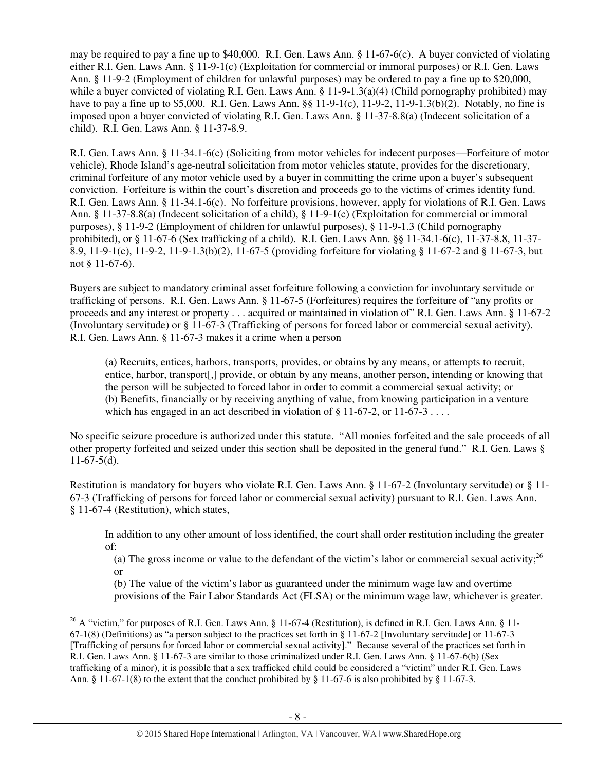may be required to pay a fine up to $40,000. R.I. Gen. Laws Ann. § 11-67-6(c). A buyer convicted of violating either R.I. Gen. Laws Ann. § 11-9-1(c) (Exploitation for commercial or immoral purposes) or R.I. Gen. Laws Ann. § 11-9-2 (Employment of children for unlawful purposes) may be ordered to pay a fine up to $20,000, while a buyer convicted of violating R.I. Gen. Laws Ann. § 11-9-1.3(a)(4) (Child pornography prohibited) may have to pay a fine up to $5,000. R.I. Gen. Laws Ann. §§ 11-9-1(c), 11-9-2, 11-9-1.3(b)(2). Notably, no fine is imposed upon a buyer convicted of violating R.I. Gen. Laws Ann. § 11-37-8.8(a) (Indecent solicitation of a child). R.I. Gen. Laws Ann. § 11-37-8.9.

R.I. Gen. Laws Ann. § 11-34.1-6(c) (Soliciting from motor vehicles for indecent purposes—Forfeiture of motor vehicle), Rhode Island's age-neutral solicitation from motor vehicles statute, provides for the discretionary, criminal forfeiture of any motor vehicle used by a buyer in committing the crime upon a buyer's subsequent conviction. Forfeiture is within the court's discretion and proceeds go to the victims of crimes identity fund. R.I. Gen. Laws Ann. § 11-34.1-6(c). No forfeiture provisions, however, apply for violations of R.I. Gen. Laws Ann. § 11-37-8.8(a) (Indecent solicitation of a child), § 11-9-1(c) (Exploitation for commercial or immoral purposes), § 11-9-2 (Employment of children for unlawful purposes), § 11-9-1.3 (Child pornography prohibited), or § 11-67-6 (Sex trafficking of a child). R.I. Gen. Laws Ann. §§ 11-34.1-6(c), 11-37-8.8, 11-37-8.9, 11-9-1(c), 11-9-2, 11-9-1.3(b)(2), 11-67-5 (providing forfeiture for violating § 11-67-2 and § 11-67-3, but not § 11-67-6).

Buyers are subject to mandatory criminal asset forfeiture following a conviction for involuntary servitude or trafficking of persons. R.I. Gen. Laws Ann. § 11-67-5 (Forfeitures) requires the forfeiture of "any profits or proceeds and any interest or property . . . acquired or maintained in violation of" R.I. Gen. Laws Ann. § 11-67-2 (Involuntary servitude) or § 11-67-3 (Trafficking of persons for forced labor or commercial sexual activity). R.I. Gen. Laws Ann. § 11-67-3 makes it a crime when a person

> (a) Recruits, entices, harbors, transports, provides, or obtains by any means, or attempts to recruit, entice, harbor, transport[,] provide, or obtain by any means, another person, intending or knowing that the person will be subjected to forced labor in order to commit a commercial sexual activity; or
> (b) Benefits, financially or by receiving anything of value, from knowing participation in a venture which has engaged in an act described in violation of § 11-67-2, or 11-67-3 . . . .

No specific seizure procedure is authorized under this statute. "All monies forfeited and the sale proceeds of all other property forfeited and seized under this section shall be deposited in the general fund." R.I. Gen. Laws § 11-67-5(d).

Restitution is mandatory for buyers who violate R.I. Gen. Laws Ann. § 11-67-2 (Involuntary servitude) or § 11-67-3 (Trafficking of persons for forced labor or commercial sexual activity) pursuant to R.I. Gen. Laws Ann. § 11-67-4 (Restitution), which states,

> In addition to any other amount of loss identified, the court shall order restitution including the greater of:
> (a) The gross income or value to the defendant of the victim's labor or commercial sexual activity;[26] or
> (b) The value of the victim's labor as guaranteed under the minimum wage law and overtime provisions of the Fair Labor Standards Act (FLSA) or the minimum wage law, whichever is greater.

---

[26] A "victim," for purposes of R.I. Gen. Laws Ann. § 11-67-4 (Restitution), is defined in R.I. Gen. Laws Ann. § 11-67-1(8) (Definitions) as "a person subject to the practices set forth in § 11-67-2 [Involuntary servitude] or 11-67-3 [Trafficking of persons for forced labor or commercial sexual activity]." Because several of the practices set forth in R.I. Gen. Laws Ann. § 11-67-3 are similar to those criminalized under R.I. Gen. Laws Ann. § 11-67-6(b) (Sex trafficking of a minor), it is possible that a sex trafficked child could be considered a "victim" under R.I. Gen. Laws Ann. § 11-67-1(8) to the extent that the conduct prohibited by § 11-67-6 is also prohibited by § 11-67-3.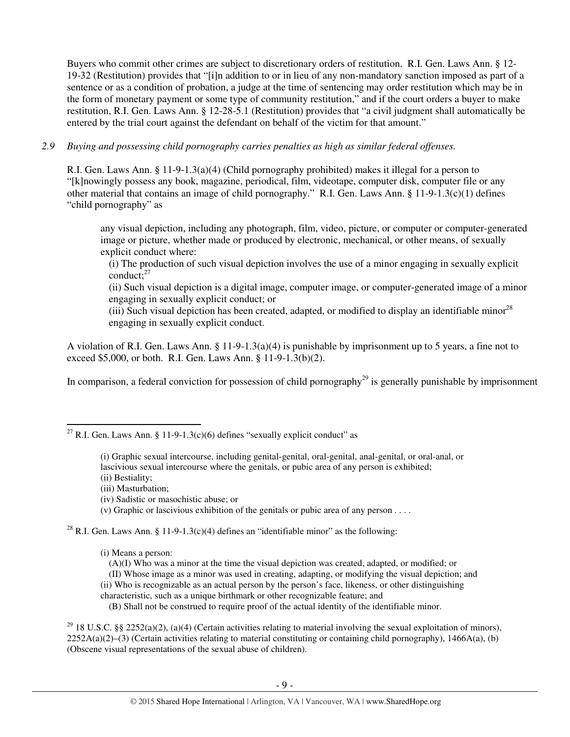Buyers who commit other crimes are subject to discretionary orders of restitution. R.I. Gen. Laws Ann. § 12-19-32 (Restitution) provides that "[i]n addition to or in lieu of any non-mandatory sanction imposed as part of a sentence or as a condition of probation, a judge at the time of sentencing may order restitution which may be in the form of monetary payment or some type of community restitution," and if the court orders a buyer to make restitution, R.I. Gen. Laws Ann. § 12-28-5.1 (Restitution) provides that "a civil judgment shall automatically be entered by the trial court against the defendant on behalf of the victim for that amount."

*2.9 Buying and possessing child pornography carries penalties as high as similar federal offenses.*

R.I. Gen. Laws Ann. § 11-9-1.3(a)(4) (Child pornography prohibited) makes it illegal for a person to "[k]nowingly possess any book, magazine, periodical, film, videotape, computer disk, computer file or any other material that contains an image of child pornography." R.I. Gen. Laws Ann. § 11-9-1.3(c)(1) defines "child pornography" as

> any visual depiction, including any photograph, film, video, picture, or computer or computer-generated image or picture, whether made or produced by electronic, mechanical, or other means, of sexually explicit conduct where:
>
> (i) The production of such visual depiction involves the use of a minor engaging in sexually explicit conduct;[27]
>
> (ii) Such visual depiction is a digital image, computer image, or computer-generated image of a minor engaging in sexually explicit conduct; or
>
> (iii) Such visual depiction has been created, adapted, or modified to display an identifiable minor[28] engaging in sexually explicit conduct.

A violation of R.I. Gen. Laws Ann. § 11-9-1.3(a)(4) is punishable by imprisonment up to 5 years, a fine not to exceed $5,000, or both. R.I. Gen. Laws Ann. § 11-9-1.3(b)(2).

In comparison, a federal conviction for possession of child pornography[29] is generally punishable by imprisonment

---

[27] R.I. Gen. Laws Ann. § 11-9-1.3(c)(6) defines "sexually explicit conduct" as

> (i) Graphic sexual intercourse, including genital-genital, oral-genital, anal-genital, or oral-anal, or lascivious sexual intercourse where the genitals, or pubic area of any person is exhibited;
> (ii) Bestiality;
> (iii) Masturbation;
> (iv) Sadistic or masochistic abuse; or
> (v) Graphic or lascivious exhibition of the genitals or pubic area of any person . . . .

[28] R.I. Gen. Laws Ann. § 11-9-1.3(c)(4) defines an "identifiable minor" as the following:

> (i) Means a person:
> (A)(I) Who was a minor at the time the visual depiction was created, adapted, or modified; or
> (II) Whose image as a minor was used in creating, adapting, or modifying the visual depiction; and
> (ii) Who is recognizable as an actual person by the person's face, likeness, or other distinguishing characteristic, such as a unique birthmark or other recognizable feature; and
> (B) Shall not be construed to require proof of the actual identity of the identifiable minor.

[29] 18 U.S.C. §§ 2252(a)(2), (a)(4) (Certain activities relating to material involving the sexual exploitation of minors), 2252A(a)(2)–(3) (Certain activities relating to material constituting or containing child pornography), 1466A(a), (b) (Obscene visual representations of the sexual abuse of children).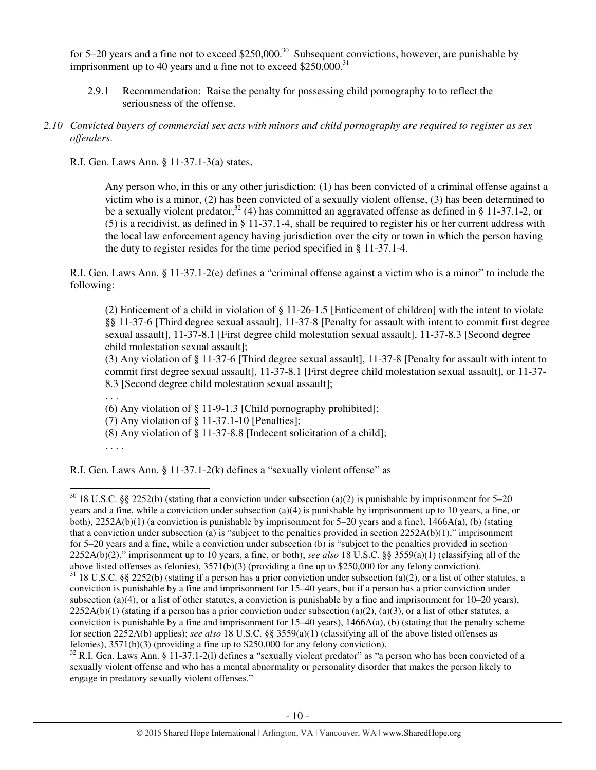for 5–20 years and a fine not to exceed $250,000.[30] Subsequent convictions, however, are punishable by imprisonment up to 40 years and a fine not to exceed $250,000.[31]

2.9.1 Recommendation: Raise the penalty for possessing child pornography to to reflect the seriousness of the offense.

*2.10 Convicted buyers of commercial sex acts with minors and child pornography are required to register as sex offenders.*

R.I. Gen. Laws Ann. § 11-37.1-3(a) states,

> Any person who, in this or any other jurisdiction: (1) has been convicted of a criminal offense against a victim who is a minor, (2) has been convicted of a sexually violent offense, (3) has been determined to be a sexually violent predator,[32] (4) has committed an aggravated offense as defined in § 11-37.1-2, or (5) is a recidivist, as defined in § 11-37.1-4, shall be required to register his or her current address with the local law enforcement agency having jurisdiction over the city or town in which the person having the duty to register resides for the time period specified in § 11-37.1-4.

R.I. Gen. Laws Ann. § 11-37.1-2(e) defines a "criminal offense against a victim who is a minor" to include the following:

> (2) Enticement of a child in violation of § 11-26-1.5 [Enticement of children] with the intent to violate §§ 11-37-6 [Third degree sexual assault], 11-37-8 [Penalty for assault with intent to commit first degree sexual assault], 11-37-8.1 [First degree child molestation sexual assault], 11-37-8.3 [Second degree child molestation sexual assault];
>
> (3) Any violation of § 11-37-6 [Third degree sexual assault], 11-37-8 [Penalty for assault with intent to commit first degree sexual assault], 11-37-8.1 [First degree child molestation sexual assault], or 11-37-8.3 [Second degree child molestation sexual assault];
>
> . . .
>
> (6) Any violation of § 11-9-1.3 [Child pornography prohibited];
>
> (7) Any violation of § 11-37.1-10 [Penalties];
>
> (8) Any violation of § 11-37-8.8 [Indecent solicitation of a child];
>
> . . . .

R.I. Gen. Laws Ann. § 11-37.1-2(k) defines a "sexually violent offense" as

---

[30] 18 U.S.C. §§ 2252(b) (stating that a conviction under subsection (a)(2) is punishable by imprisonment for 5–20 years and a fine, while a conviction under subsection (a)(4) is punishable by imprisonment up to 10 years, a fine, or both), 2252A(b)(1) (a conviction is punishable by imprisonment for 5–20 years and a fine), 1466A(a), (b) (stating that a conviction under subsection (a) is "subject to the penalties provided in section 2252A(b)(1)," imprisonment for 5–20 years and a fine, while a conviction under subsection (b) is "subject to the penalties provided in section 2252A(b)(2)," imprisonment up to 10 years, a fine, or both); *see also* 18 U.S.C. §§ 3559(a)(1) (classifying all of the above listed offenses as felonies), 3571(b)(3) (providing a fine up to $250,000 for any felony conviction).

[31] 18 U.S.C. §§ 2252(b) (stating if a person has a prior conviction under subsection (a)(2), or a list of other statutes, a conviction is punishable by a fine and imprisonment for 15–40 years, but if a person has a prior conviction under subsection (a)(4), or a list of other statutes, a conviction is punishable by a fine and imprisonment for 10–20 years), 2252A(b)(1) (stating if a person has a prior conviction under subsection (a)(2), (a)(3), or a list of other statutes, a conviction is punishable by a fine and imprisonment for 15–40 years), 1466A(a), (b) (stating that the penalty scheme for section 2252A(b) applies); *see also* 18 U.S.C. §§ 3559(a)(1) (classifying all of the above listed offenses as felonies), 3571(b)(3) (providing a fine up to $250,000 for any felony conviction).

[32] R.I. Gen. Laws Ann. § 11-37.1-2(l) defines a "sexually violent predator" as "a person who has been convicted of a sexually violent offense and who has a mental abnormality or personality disorder that makes the person likely to engage in predatory sexually violent offenses."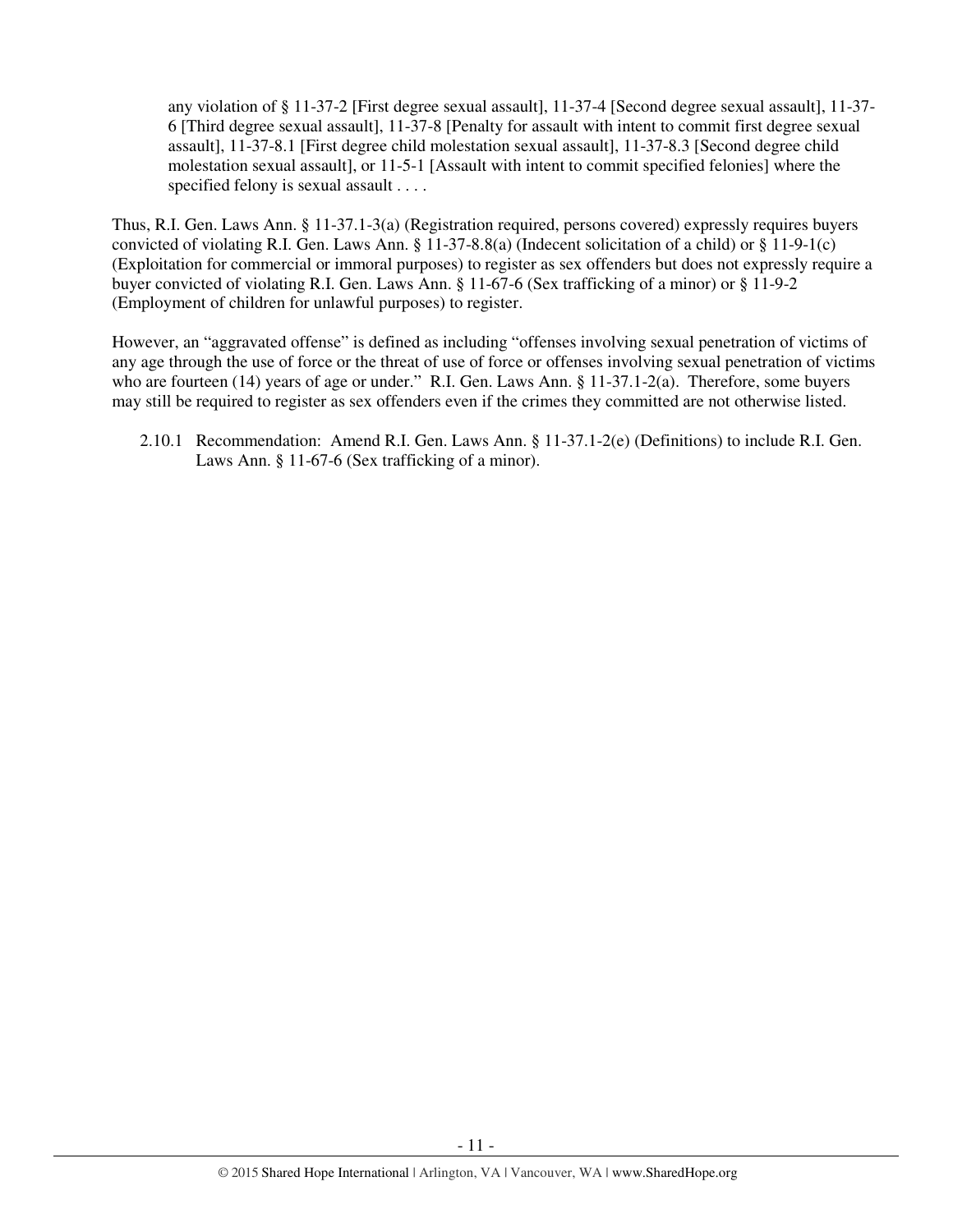any violation of § 11-37-2 [First degree sexual assault], 11-37-4 [Second degree sexual assault], 11-37-6 [Third degree sexual assault], 11-37-8 [Penalty for assault with intent to commit first degree sexual assault], 11-37-8.1 [First degree child molestation sexual assault], 11-37-8.3 [Second degree child molestation sexual assault], or 11-5-1 [Assault with intent to commit specified felonies] where the specified felony is sexual assault . . . .

Thus, R.I. Gen. Laws Ann. § 11-37.1-3(a) (Registration required, persons covered) expressly requires buyers convicted of violating R.I. Gen. Laws Ann. § 11-37-8.8(a) (Indecent solicitation of a child) or § 11-9-1(c) (Exploitation for commercial or immoral purposes) to register as sex offenders but does not expressly require a buyer convicted of violating R.I. Gen. Laws Ann. § 11-67-6 (Sex trafficking of a minor) or § 11-9-2 (Employment of children for unlawful purposes) to register.

However, an "aggravated offense" is defined as including "offenses involving sexual penetration of victims of any age through the use of force or the threat of use of force or offenses involving sexual penetration of victims who are fourteen (14) years of age or under." R.I. Gen. Laws Ann. § 11-37.1-2(a). Therefore, some buyers may still be required to register as sex offenders even if the crimes they committed are not otherwise listed.

2.10.1 Recommendation: Amend R.I. Gen. Laws Ann. § 11-37.1-2(e) (Definitions) to include R.I. Gen. Laws Ann. § 11-67-6 (Sex trafficking of a minor).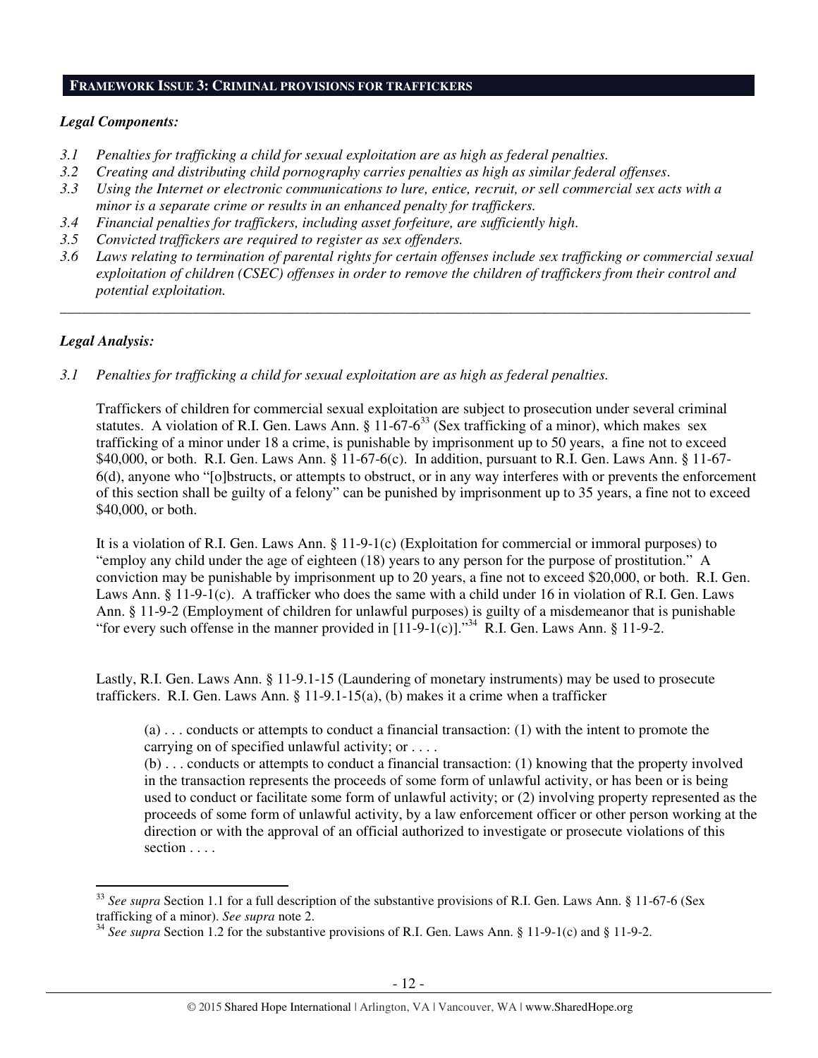## FRAMEWORK ISSUE 3: CRIMINAL PROVISIONS FOR TRAFFICKERS

***Legal Components:***

*3.1 Penalties for trafficking a child for sexual exploitation are as high as federal penalties.*
*3.2 Creating and distributing child pornography carries penalties as high as similar federal offenses.*
*3.3 Using the Internet or electronic communications to lure, entice, recruit, or sell commercial sex acts with a minor is a separate crime or results in an enhanced penalty for traffickers.*
*3.4 Financial penalties for traffickers, including asset forfeiture, are sufficiently high.*
*3.5 Convicted traffickers are required to register as sex offenders.*
*3.6 Laws relating to termination of parental rights for certain offenses include sex trafficking or commercial sexual exploitation of children (CSEC) offenses in order to remove the children of traffickers from their control and potential exploitation.*

---

***Legal Analysis:***

*3.1 Penalties for trafficking a child for sexual exploitation are as high as federal penalties.*

Traffickers of children for commercial sexual exploitation are subject to prosecution under several criminal statutes. A violation of R.I. Gen. Laws Ann. § 11-67-6[33] (Sex trafficking of a minor), which makes sex trafficking of a minor under 18 a crime, is punishable by imprisonment up to 50 years, a fine not to exceed $40,000, or both. R.I. Gen. Laws Ann. § 11-67-6(c). In addition, pursuant to R.I. Gen. Laws Ann. § 11-67-6(d), anyone who "[o]bstructs, or attempts to obstruct, or in any way interferes with or prevents the enforcement of this section shall be guilty of a felony" can be punished by imprisonment up to 35 years, a fine not to exceed $40,000, or both.

It is a violation of R.I. Gen. Laws Ann. § 11-9-1(c) (Exploitation for commercial or immoral purposes) to "employ any child under the age of eighteen (18) years to any person for the purpose of prostitution." A conviction may be punishable by imprisonment up to 20 years, a fine not to exceed $20,000, or both. R.I. Gen. Laws Ann. § 11-9-1(c). A trafficker who does the same with a child under 16 in violation of R.I. Gen. Laws Ann. § 11-9-2 (Employment of children for unlawful purposes) is guilty of a misdemeanor that is punishable "for every such offense in the manner provided in [11-9-1(c)]."[34] R.I. Gen. Laws Ann. § 11-9-2.

Lastly, R.I. Gen. Laws Ann. § 11-9.1-15 (Laundering of monetary instruments) may be used to prosecute traffickers. R.I. Gen. Laws Ann. § 11-9.1-15(a), (b) makes it a crime when a trafficker

> (a) . . . conducts or attempts to conduct a financial transaction: (1) with the intent to promote the carrying on of specified unlawful activity; or . . . .
> (b) . . . conducts or attempts to conduct a financial transaction: (1) knowing that the property involved in the transaction represents the proceeds of some form of unlawful activity, or has been or is being used to conduct or facilitate some form of unlawful activity; or (2) involving property represented as the proceeds of some form of unlawful activity, by a law enforcement officer or other person working at the direction or with the approval of an official authorized to investigate or prosecute violations of this section . . . .

---

[33] *See supra* Section 1.1 for a full description of the substantive provisions of R.I. Gen. Laws Ann. § 11-67-6 (Sex trafficking of a minor). *See supra* note 2.

[34] *See supra* Section 1.2 for the substantive provisions of R.I. Gen. Laws Ann. § 11-9-1(c) and § 11-9-2.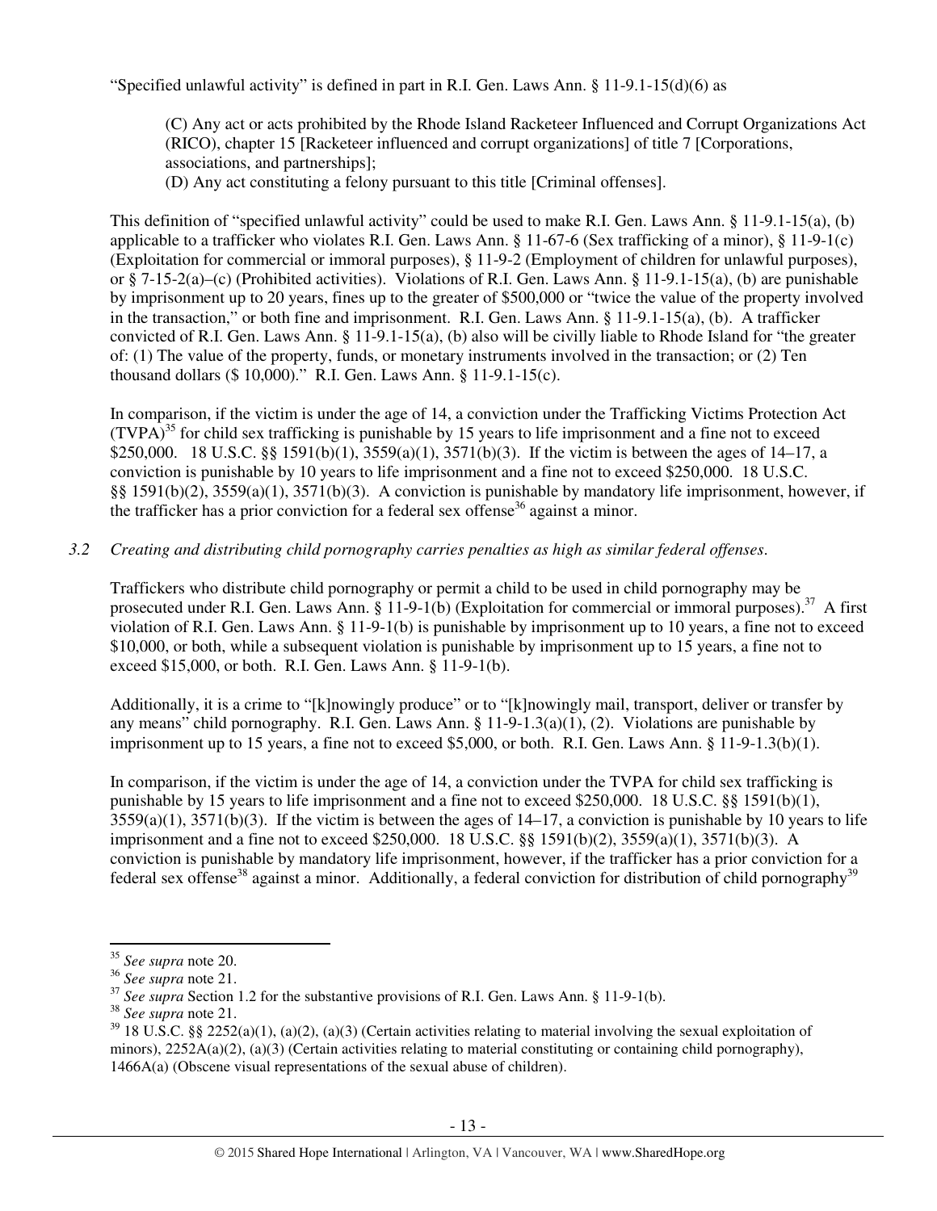"Specified unlawful activity" is defined in part in R.I. Gen. Laws Ann. § 11-9.1-15(d)(6) as

> (C) Any act or acts prohibited by the Rhode Island Racketeer Influenced and Corrupt Organizations Act (RICO), chapter 15 [Racketeer influenced and corrupt organizations] of title 7 [Corporations, associations, and partnerships];
> (D) Any act constituting a felony pursuant to this title [Criminal offenses].

This definition of "specified unlawful activity" could be used to make R.I. Gen. Laws Ann. § 11-9.1-15(a), (b) applicable to a trafficker who violates R.I. Gen. Laws Ann. § 11-67-6 (Sex trafficking of a minor), § 11-9-1(c) (Exploitation for commercial or immoral purposes), § 11-9-2 (Employment of children for unlawful purposes), or § 7-15-2(a)–(c) (Prohibited activities). Violations of R.I. Gen. Laws Ann. § 11-9.1-15(a), (b) are punishable by imprisonment up to 20 years, fines up to the greater of $500,000 or "twice the value of the property involved in the transaction," or both fine and imprisonment. R.I. Gen. Laws Ann. § 11-9.1-15(a), (b). A trafficker convicted of R.I. Gen. Laws Ann. § 11-9.1-15(a), (b) also will be civilly liable to Rhode Island for "the greater of: (1) The value of the property, funds, or monetary instruments involved in the transaction; or (2) Ten thousand dollars ($ 10,000)." R.I. Gen. Laws Ann. § 11-9.1-15(c).

In comparison, if the victim is under the age of 14, a conviction under the Trafficking Victims Protection Act (TVPA)[35] for child sex trafficking is punishable by 15 years to life imprisonment and a fine not to exceed $250,000. 18 U.S.C. §§ 1591(b)(1), 3559(a)(1), 3571(b)(3). If the victim is between the ages of 14–17, a conviction is punishable by 10 years to life imprisonment and a fine not to exceed $250,000. 18 U.S.C. §§ 1591(b)(2), 3559(a)(1), 3571(b)(3). A conviction is punishable by mandatory life imprisonment, however, if the trafficker has a prior conviction for a federal sex offense[36] against a minor.

*3.2 Creating and distributing child pornography carries penalties as high as similar federal offenses.*

Traffickers who distribute child pornography or permit a child to be used in child pornography may be prosecuted under R.I. Gen. Laws Ann. § 11-9-1(b) (Exploitation for commercial or immoral purposes).[37] A first violation of R.I. Gen. Laws Ann. § 11-9-1(b) is punishable by imprisonment up to 10 years, a fine not to exceed $10,000, or both, while a subsequent violation is punishable by imprisonment up to 15 years, a fine not to exceed $15,000, or both. R.I. Gen. Laws Ann. § 11-9-1(b).

Additionally, it is a crime to "[k]nowingly produce" or to "[k]nowingly mail, transport, deliver or transfer by any means" child pornography. R.I. Gen. Laws Ann. § 11-9-1.3(a)(1), (2). Violations are punishable by imprisonment up to 15 years, a fine not to exceed $5,000, or both. R.I. Gen. Laws Ann. § 11-9-1.3(b)(1).

In comparison, if the victim is under the age of 14, a conviction under the TVPA for child sex trafficking is punishable by 15 years to life imprisonment and a fine not to exceed $250,000. 18 U.S.C. §§ 1591(b)(1), 3559(a)(1), 3571(b)(3). If the victim is between the ages of 14–17, a conviction is punishable by 10 years to life imprisonment and a fine not to exceed $250,000. 18 U.S.C. §§ 1591(b)(2), 3559(a)(1), 3571(b)(3). A conviction is punishable by mandatory life imprisonment, however, if the trafficker has a prior conviction for a federal sex offense[38] against a minor. Additionally, a federal conviction for distribution of child pornography[39]

---

[35] *See supra* note 20.

[36] *See supra* note 21.

[37] *See supra* Section 1.2 for the substantive provisions of R.I. Gen. Laws Ann. § 11-9-1(b).

[38] *See supra* note 21.

[39] 18 U.S.C. §§ 2252(a)(1), (a)(2), (a)(3) (Certain activities relating to material involving the sexual exploitation of minors), 2252A(a)(2), (a)(3) (Certain activities relating to material constituting or containing child pornography), 1466A(a) (Obscene visual representations of the sexual abuse of children).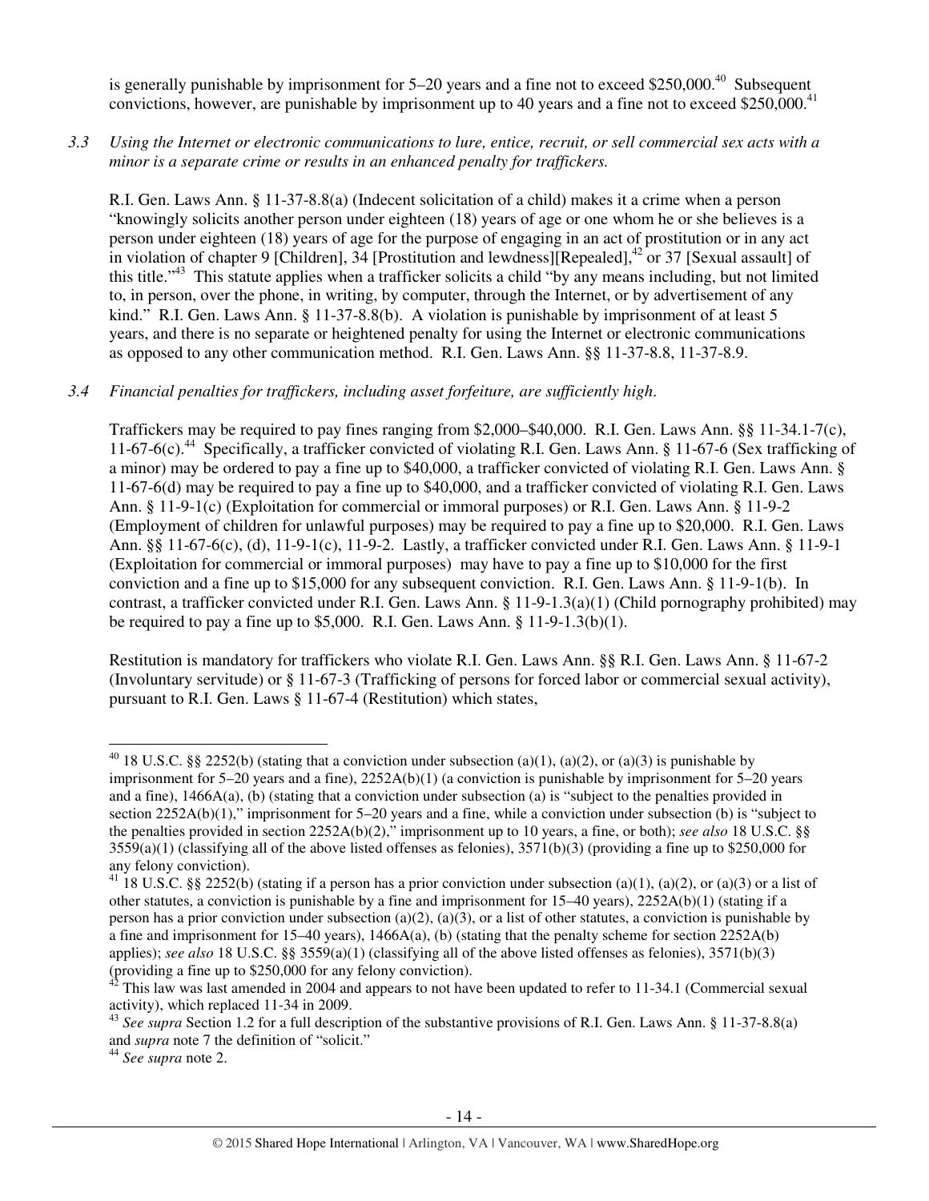is generally punishable by imprisonment for 5–20 years and a fine not to exceed $250,000.[40] Subsequent convictions, however, are punishable by imprisonment up to 40 years and a fine not to exceed $250,000.[41]

*3.3 Using the Internet or electronic communications to lure, entice, recruit, or sell commercial sex acts with a minor is a separate crime or results in an enhanced penalty for traffickers.*

R.I. Gen. Laws Ann. § 11-37-8.8(a) (Indecent solicitation of a child) makes it a crime when a person "knowingly solicits another person under eighteen (18) years of age or one whom he or she believes is a person under eighteen (18) years of age for the purpose of engaging in an act of prostitution or in any act in violation of chapter 9 [Children], 34 [Prostitution and lewdness][Repealed],[42] or 37 [Sexual assault] of this title."[43] This statute applies when a trafficker solicits a child "by any means including, but not limited to, in person, over the phone, in writing, by computer, through the Internet, or by advertisement of any kind." R.I. Gen. Laws Ann. § 11-37-8.8(b). A violation is punishable by imprisonment of at least 5 years, and there is no separate or heightened penalty for using the Internet or electronic communications as opposed to any other communication method. R.I. Gen. Laws Ann. §§ 11-37-8.8, 11-37-8.9.

*3.4 Financial penalties for traffickers, including asset forfeiture, are sufficiently high.*

Traffickers may be required to pay fines ranging from $2,000–$40,000. R.I. Gen. Laws Ann. §§ 11-34.1-7(c), 11-67-6(c).[44] Specifically, a trafficker convicted of violating R.I. Gen. Laws Ann. § 11-67-6 (Sex trafficking of a minor) may be ordered to pay a fine up to $40,000, a trafficker convicted of violating R.I. Gen. Laws Ann. § 11-67-6(d) may be required to pay a fine up to $40,000, and a trafficker convicted of violating R.I. Gen. Laws Ann. § 11-9-1(c) (Exploitation for commercial or immoral purposes) or R.I. Gen. Laws Ann. § 11-9-2 (Employment of children for unlawful purposes) may be required to pay a fine up to $20,000. R.I. Gen. Laws Ann. §§ 11-67-6(c), (d), 11-9-1(c), 11-9-2. Lastly, a trafficker convicted under R.I. Gen. Laws Ann. § 11-9-1 (Exploitation for commercial or immoral purposes) may have to pay a fine up to $10,000 for the first conviction and a fine up to $15,000 for any subsequent conviction. R.I. Gen. Laws Ann. § 11-9-1(b). In contrast, a trafficker convicted under R.I. Gen. Laws Ann. § 11-9-1.3(a)(1) (Child pornography prohibited) may be required to pay a fine up to $5,000. R.I. Gen. Laws Ann. § 11-9-1.3(b)(1).

Restitution is mandatory for traffickers who violate R.I. Gen. Laws Ann. §§ R.I. Gen. Laws Ann. § 11-67-2 (Involuntary servitude) or § 11-67-3 (Trafficking of persons for forced labor or commercial sexual activity), pursuant to R.I. Gen. Laws § 11-67-4 (Restitution) which states,

---

[40] 18 U.S.C. §§ 2252(b) (stating that a conviction under subsection (a)(1), (a)(2), or (a)(3) is punishable by imprisonment for 5–20 years and a fine), 2252A(b)(1) (a conviction is punishable by imprisonment for 5–20 years and a fine), 1466A(a), (b) (stating that a conviction under subsection (a) is "subject to the penalties provided in section 2252A(b)(1)," imprisonment for 5–20 years and a fine, while a conviction under subsection (b) is "subject to the penalties provided in section 2252A(b)(2)," imprisonment up to 10 years, a fine, or both); *see also* 18 U.S.C. §§ 3559(a)(1) (classifying all of the above listed offenses as felonies), 3571(b)(3) (providing a fine up to $250,000 for any felony conviction).

[41] 18 U.S.C. §§ 2252(b) (stating if a person has a prior conviction under subsection (a)(1), (a)(2), or (a)(3) or a list of other statutes, a conviction is punishable by a fine and imprisonment for 15–40 years), 2252A(b)(1) (stating if a person has a prior conviction under subsection (a)(2), (a)(3), or a list of other statutes, a conviction is punishable by a fine and imprisonment for 15–40 years), 1466A(a), (b) (stating that the penalty scheme for section 2252A(b) applies); *see also* 18 U.S.C. §§ 3559(a)(1) (classifying all of the above listed offenses as felonies), 3571(b)(3) (providing a fine up to $250,000 for any felony conviction).

[42] This law was last amended in 2004 and appears to not have been updated to refer to 11-34.1 (Commercial sexual activity), which replaced 11-34 in 2009.

[43] *See supra* Section 1.2 for a full description of the substantive provisions of R.I. Gen. Laws Ann. § 11-37-8.8(a) and *supra* note 7 the definition of "solicit."

[44] *See supra* note 2.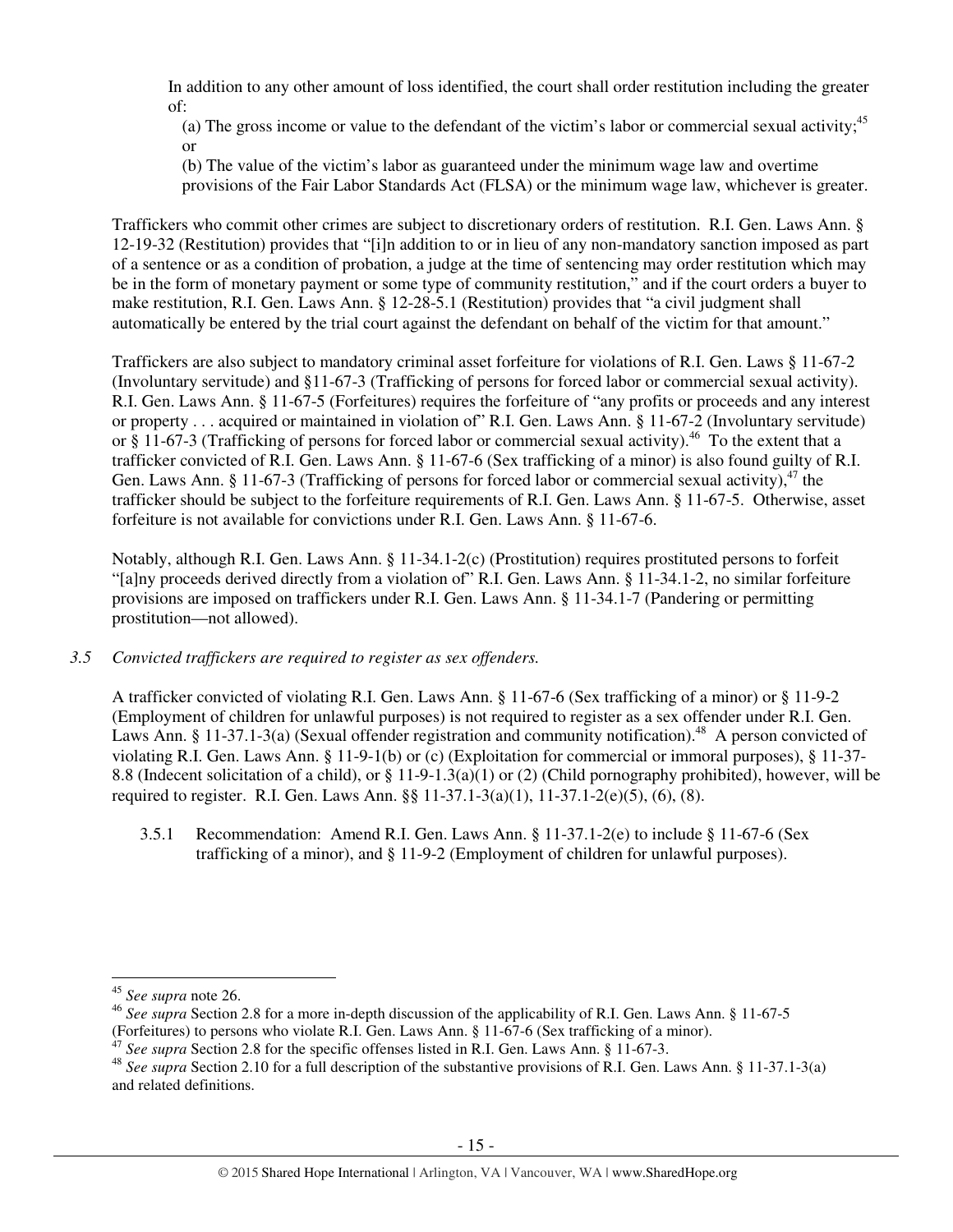In addition to any other amount of loss identified, the court shall order restitution including the greater of:

(a) The gross income or value to the defendant of the victim's labor or commercial sexual activity;[45] or

(b) The value of the victim's labor as guaranteed under the minimum wage law and overtime provisions of the Fair Labor Standards Act (FLSA) or the minimum wage law, whichever is greater.

Traffickers who commit other crimes are subject to discretionary orders of restitution. R.I. Gen. Laws Ann. § 12-19-32 (Restitution) provides that "[i]n addition to or in lieu of any non-mandatory sanction imposed as part of a sentence or as a condition of probation, a judge at the time of sentencing may order restitution which may be in the form of monetary payment or some type of community restitution," and if the court orders a buyer to make restitution, R.I. Gen. Laws Ann. § 12-28-5.1 (Restitution) provides that "a civil judgment shall automatically be entered by the trial court against the defendant on behalf of the victim for that amount."

Traffickers are also subject to mandatory criminal asset forfeiture for violations of R.I. Gen. Laws § 11-67-2 (Involuntary servitude) and §11-67-3 (Trafficking of persons for forced labor or commercial sexual activity). R.I. Gen. Laws Ann. § 11-67-5 (Forfeitures) requires the forfeiture of "any profits or proceeds and any interest or property . . . acquired or maintained in violation of" R.I. Gen. Laws Ann. § 11-67-2 (Involuntary servitude) or § 11-67-3 (Trafficking of persons for forced labor or commercial sexual activity).[46] To the extent that a trafficker convicted of R.I. Gen. Laws Ann. § 11-67-6 (Sex trafficking of a minor) is also found guilty of R.I. Gen. Laws Ann. § 11-67-3 (Trafficking of persons for forced labor or commercial sexual activity),[47] the trafficker should be subject to the forfeiture requirements of R.I. Gen. Laws Ann. § 11-67-5. Otherwise, asset forfeiture is not available for convictions under R.I. Gen. Laws Ann. § 11-67-6.

Notably, although R.I. Gen. Laws Ann. § 11-34.1-2(c) (Prostitution) requires prostituted persons to forfeit "[a]ny proceeds derived directly from a violation of" R.I. Gen. Laws Ann. § 11-34.1-2, no similar forfeiture provisions are imposed on traffickers under R.I. Gen. Laws Ann. § 11-34.1-7 (Pandering or permitting prostitution—not allowed).

*3.5 Convicted traffickers are required to register as sex offenders.*

A trafficker convicted of violating R.I. Gen. Laws Ann. § 11-67-6 (Sex trafficking of a minor) or § 11-9-2 (Employment of children for unlawful purposes) is not required to register as a sex offender under R.I. Gen. Laws Ann. § 11-37.1-3(a) (Sexual offender registration and community notification).[48] A person convicted of violating R.I. Gen. Laws Ann. § 11-9-1(b) or (c) (Exploitation for commercial or immoral purposes), § 11-37-8.8 (Indecent solicitation of a child), or § 11-9-1.3(a)(1) or (2) (Child pornography prohibited), however, will be required to register. R.I. Gen. Laws Ann. §§ 11-37.1-3(a)(1), 11-37.1-2(e)(5), (6), (8).

3.5.1 Recommendation: Amend R.I. Gen. Laws Ann. § 11-37.1-2(e) to include § 11-67-6 (Sex trafficking of a minor), and § 11-9-2 (Employment of children for unlawful purposes).

---

[45] *See supra* note 26.

[46] *See supra* Section 2.8 for a more in-depth discussion of the applicability of R.I. Gen. Laws Ann. § 11-67-5 (Forfeitures) to persons who violate R.I. Gen. Laws Ann. § 11-67-6 (Sex trafficking of a minor).

[47] *See supra* Section 2.8 for the specific offenses listed in R.I. Gen. Laws Ann. § 11-67-3.

[48] *See supra* Section 2.10 for a full description of the substantive provisions of R.I. Gen. Laws Ann. § 11-37.1-3(a) and related definitions.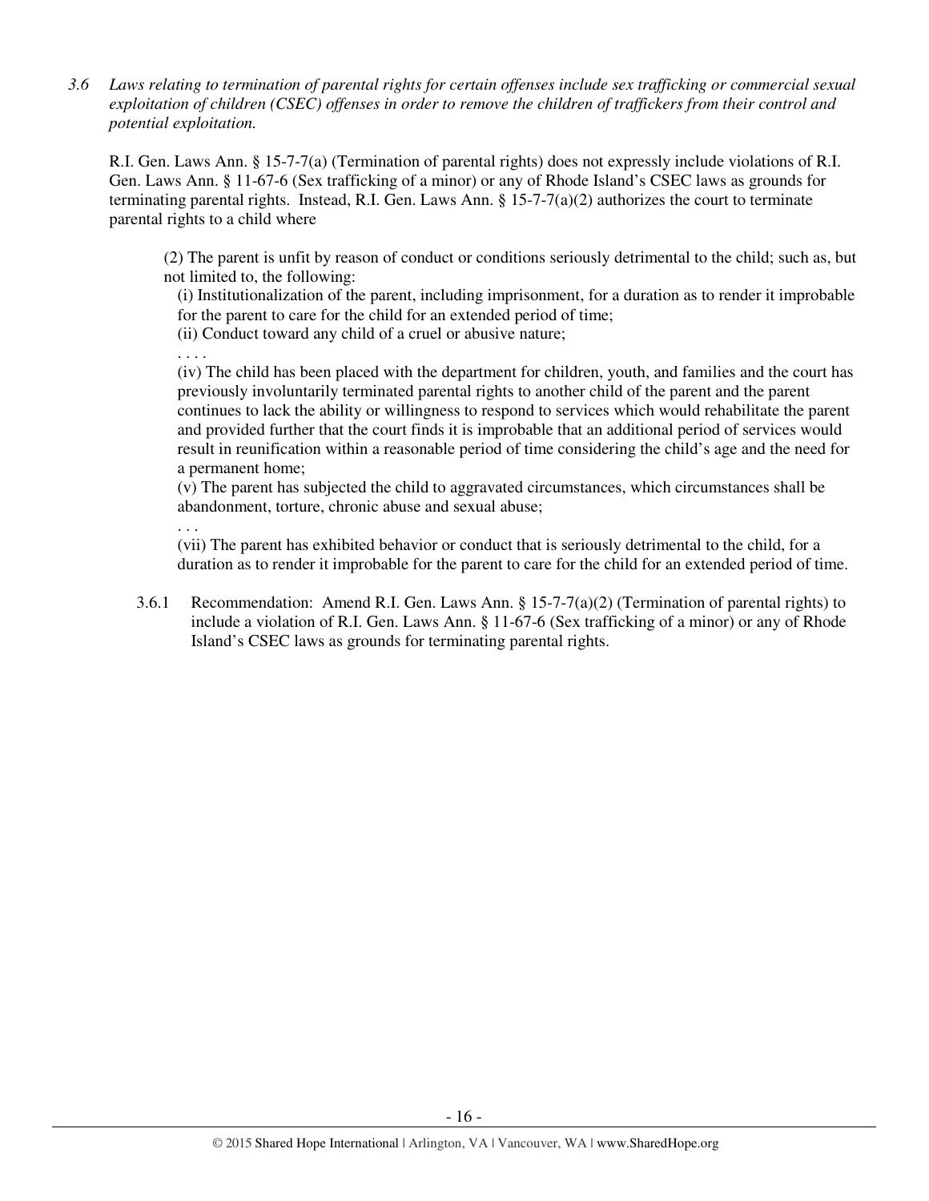*3.6 Laws relating to termination of parental rights for certain offenses include sex trafficking or commercial sexual exploitation of children (CSEC) offenses in order to remove the children of traffickers from their control and potential exploitation.*

R.I. Gen. Laws Ann. § 15-7-7(a) (Termination of parental rights) does not expressly include violations of R.I. Gen. Laws Ann. § 11-67-6 (Sex trafficking of a minor) or any of Rhode Island's CSEC laws as grounds for terminating parental rights. Instead, R.I. Gen. Laws Ann. § 15-7-7(a)(2) authorizes the court to terminate parental rights to a child where

> (2) The parent is unfit by reason of conduct or conditions seriously detrimental to the child; such as, but not limited to, the following:
>
> (i) Institutionalization of the parent, including imprisonment, for a duration as to render it improbable for the parent to care for the child for an extended period of time;
>
> (ii) Conduct toward any child of a cruel or abusive nature;
>
> . . . .
>
> (iv) The child has been placed with the department for children, youth, and families and the court has previously involuntarily terminated parental rights to another child of the parent and the parent continues to lack the ability or willingness to respond to services which would rehabilitate the parent and provided further that the court finds it is improbable that an additional period of services would result in reunification within a reasonable period of time considering the child's age and the need for a permanent home;
>
> (v) The parent has subjected the child to aggravated circumstances, which circumstances shall be abandonment, torture, chronic abuse and sexual abuse;
>
> . . .
>
> (vii) The parent has exhibited behavior or conduct that is seriously detrimental to the child, for a duration as to render it improbable for the parent to care for the child for an extended period of time.

3.6.1 Recommendation: Amend R.I. Gen. Laws Ann. § 15-7-7(a)(2) (Termination of parental rights) to include a violation of R.I. Gen. Laws Ann. § 11-67-6 (Sex trafficking of a minor) or any of Rhode Island's CSEC laws as grounds for terminating parental rights.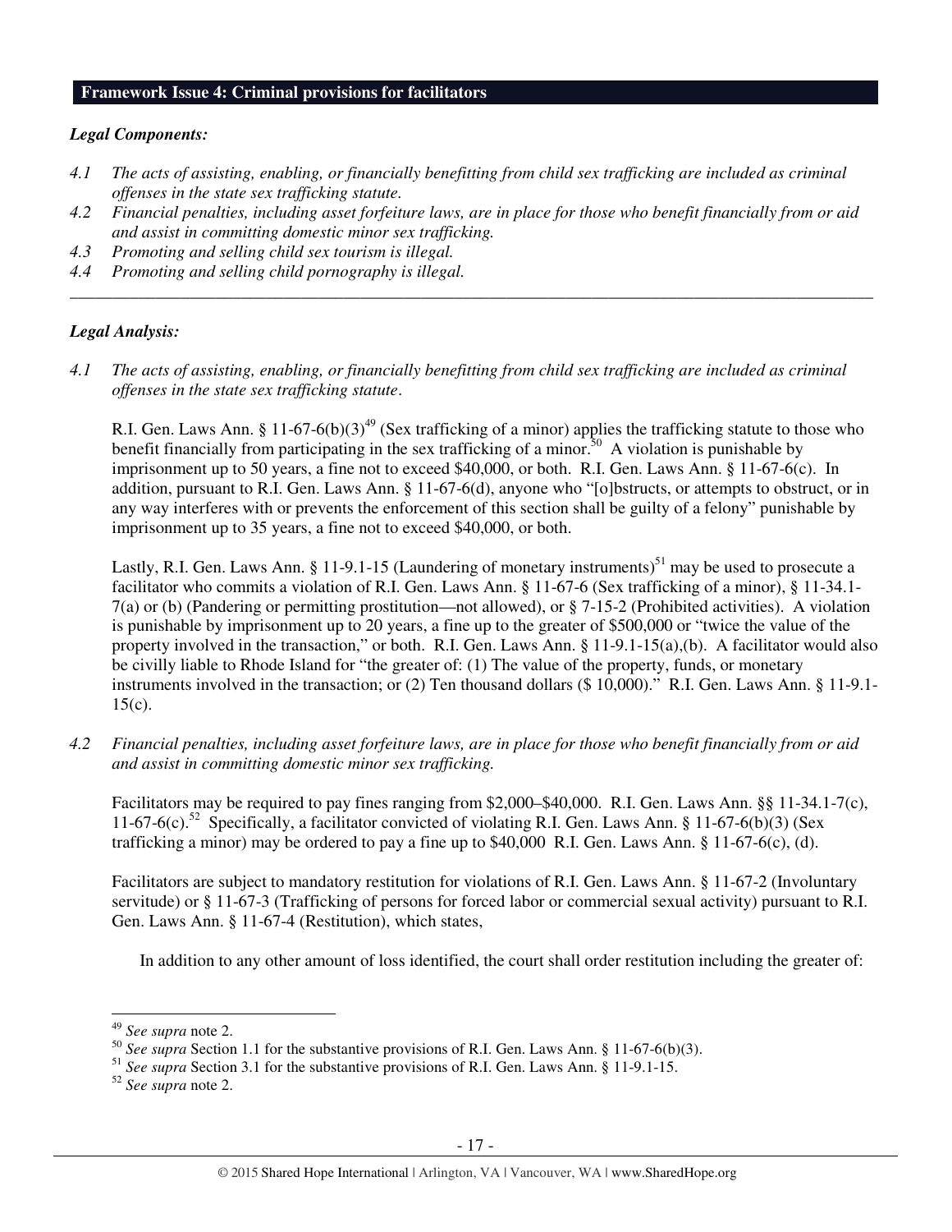## Framework Issue 4: Criminal provisions for facilitators

***Legal Components:***

*4.1 The acts of assisting, enabling, or financially benefitting from child sex trafficking are included as criminal offenses in the state sex trafficking statute.*

*4.2 Financial penalties, including asset forfeiture laws, are in place for those who benefit financially from or aid and assist in committing domestic minor sex trafficking.*

*4.3 Promoting and selling child sex tourism is illegal.*

*4.4 Promoting and selling child pornography is illegal.*

---

***Legal Analysis:***

*4.1 The acts of assisting, enabling, or financially benefitting from child sex trafficking are included as criminal offenses in the state sex trafficking statute.*

R.I. Gen. Laws Ann. § 11-67-6(b)(3)[49] (Sex trafficking of a minor) applies the trafficking statute to those who benefit financially from participating in the sex trafficking of a minor.[50] A violation is punishable by imprisonment up to 50 years, a fine not to exceed $40,000, or both. R.I. Gen. Laws Ann. § 11-67-6(c). In addition, pursuant to R.I. Gen. Laws Ann. § 11-67-6(d), anyone who "[o]bstructs, or attempts to obstruct, or in any way interferes with or prevents the enforcement of this section shall be guilty of a felony" punishable by imprisonment up to 35 years, a fine not to exceed $40,000, or both.

Lastly, R.I. Gen. Laws Ann. § 11-9.1-15 (Laundering of monetary instruments)[51] may be used to prosecute a facilitator who commits a violation of R.I. Gen. Laws Ann. § 11-67-6 (Sex trafficking of a minor), § 11-34.1-7(a) or (b) (Pandering or permitting prostitution—not allowed), or § 7-15-2 (Prohibited activities). A violation is punishable by imprisonment up to 20 years, a fine up to the greater of $500,000 or "twice the value of the property involved in the transaction," or both. R.I. Gen. Laws Ann. § 11-9.1-15(a),(b). A facilitator would also be civilly liable to Rhode Island for "the greater of: (1) The value of the property, funds, or monetary instruments involved in the transaction; or (2) Ten thousand dollars ($ 10,000)." R.I. Gen. Laws Ann. § 11-9.1-15(c).

*4.2 Financial penalties, including asset forfeiture laws, are in place for those who benefit financially from or aid and assist in committing domestic minor sex trafficking.*

Facilitators may be required to pay fines ranging from $2,000–$40,000. R.I. Gen. Laws Ann. §§ 11-34.1-7(c), 11-67-6(c).[52] Specifically, a facilitator convicted of violating R.I. Gen. Laws Ann. § 11-67-6(b)(3) (Sex trafficking a minor) may be ordered to pay a fine up to $40,000 R.I. Gen. Laws Ann. § 11-67-6(c), (d).

Facilitators are subject to mandatory restitution for violations of R.I. Gen. Laws Ann. § 11-67-2 (Involuntary servitude) or § 11-67-3 (Trafficking of persons for forced labor or commercial sexual activity) pursuant to R.I. Gen. Laws Ann. § 11-67-4 (Restitution), which states,

> In addition to any other amount of loss identified, the court shall order restitution including the greater of:

---

[49] *See supra* note 2.

[50] *See supra* Section 1.1 for the substantive provisions of R.I. Gen. Laws Ann. § 11-67-6(b)(3).

[51] *See supra* Section 3.1 for the substantive provisions of R.I. Gen. Laws Ann. § 11-9.1-15.

[52] *See supra* note 2.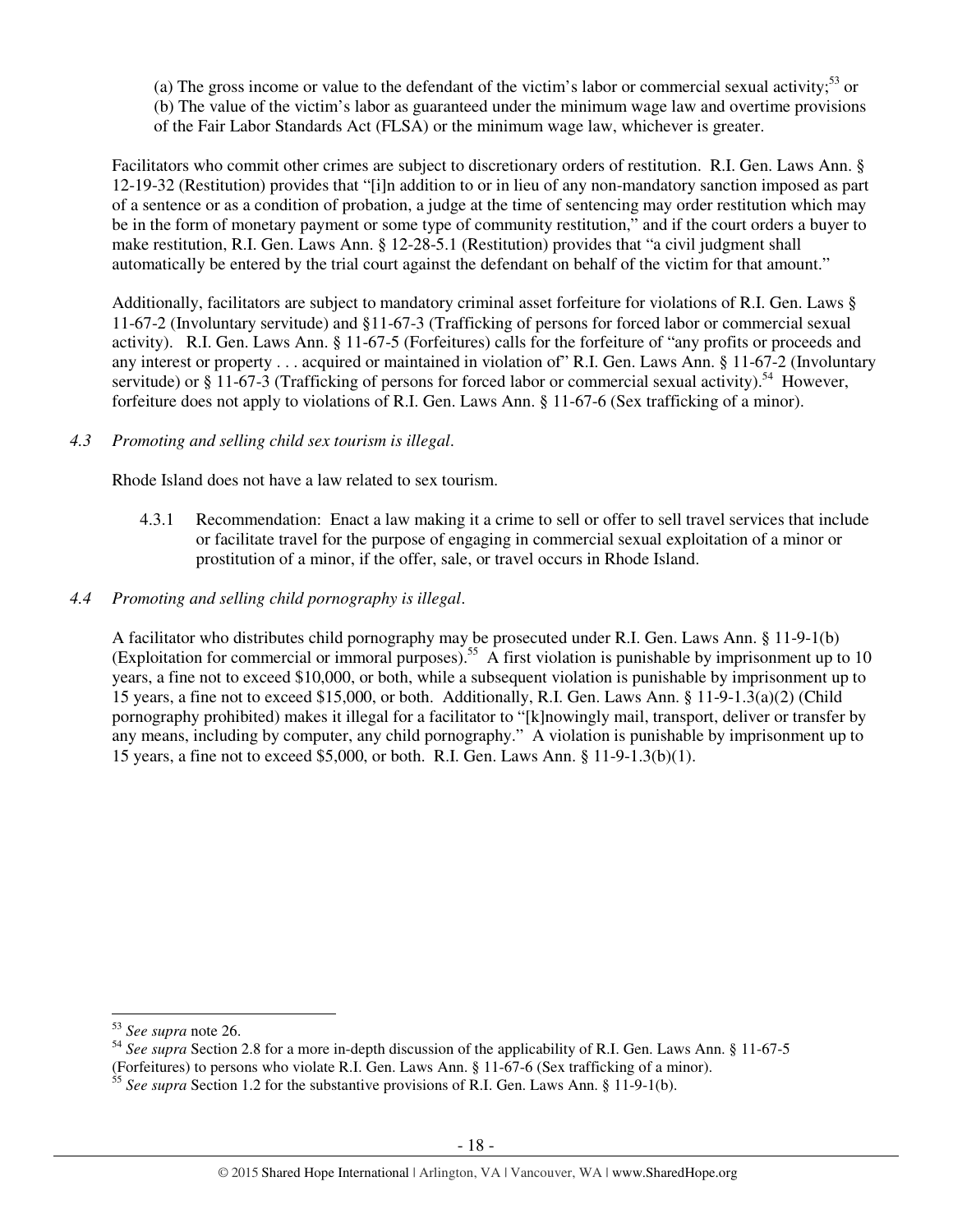(a) The gross income or value to the defendant of the victim's labor or commercial sexual activity;[53] or
(b) The value of the victim's labor as guaranteed under the minimum wage law and overtime provisions of the Fair Labor Standards Act (FLSA) or the minimum wage law, whichever is greater.

Facilitators who commit other crimes are subject to discretionary orders of restitution. R.I. Gen. Laws Ann. § 12-19-32 (Restitution) provides that "[i]n addition to or in lieu of any non-mandatory sanction imposed as part of a sentence or as a condition of probation, a judge at the time of sentencing may order restitution which may be in the form of monetary payment or some type of community restitution," and if the court orders a buyer to make restitution, R.I. Gen. Laws Ann. § 12-28-5.1 (Restitution) provides that "a civil judgment shall automatically be entered by the trial court against the defendant on behalf of the victim for that amount."

Additionally, facilitators are subject to mandatory criminal asset forfeiture for violations of R.I. Gen. Laws § 11-67-2 (Involuntary servitude) and §11-67-3 (Trafficking of persons for forced labor or commercial sexual activity). R.I. Gen. Laws Ann. § 11-67-5 (Forfeitures) calls for the forfeiture of "any profits or proceeds and any interest or property . . . acquired or maintained in violation of" R.I. Gen. Laws Ann. § 11-67-2 (Involuntary servitude) or § 11-67-3 (Trafficking of persons for forced labor or commercial sexual activity).[54] However, forfeiture does not apply to violations of R.I. Gen. Laws Ann. § 11-67-6 (Sex trafficking of a minor).

*4.3 Promoting and selling child sex tourism is illegal.*

Rhode Island does not have a law related to sex tourism.

4.3.1 Recommendation: Enact a law making it a crime to sell or offer to sell travel services that include or facilitate travel for the purpose of engaging in commercial sexual exploitation of a minor or prostitution of a minor, if the offer, sale, or travel occurs in Rhode Island.

*4.4 Promoting and selling child pornography is illegal.*

A facilitator who distributes child pornography may be prosecuted under R.I. Gen. Laws Ann. § 11-9-1(b) (Exploitation for commercial or immoral purposes).[55] A first violation is punishable by imprisonment up to 10 years, a fine not to exceed $10,000, or both, while a subsequent violation is punishable by imprisonment up to 15 years, a fine not to exceed $15,000, or both. Additionally, R.I. Gen. Laws Ann. § 11-9-1.3(a)(2) (Child pornography prohibited) makes it illegal for a facilitator to "[k]nowingly mail, transport, deliver or transfer by any means, including by computer, any child pornography." A violation is punishable by imprisonment up to 15 years, a fine not to exceed $5,000, or both. R.I. Gen. Laws Ann. § 11-9-1.3(b)(1).

---

[53] *See supra* note 26.

[54] *See supra* Section 2.8 for a more in-depth discussion of the applicability of R.I. Gen. Laws Ann. § 11-67-5 (Forfeitures) to persons who violate R.I. Gen. Laws Ann. § 11-67-6 (Sex trafficking of a minor).

[55] *See supra* Section 1.2 for the substantive provisions of R.I. Gen. Laws Ann. § 11-9-1(b).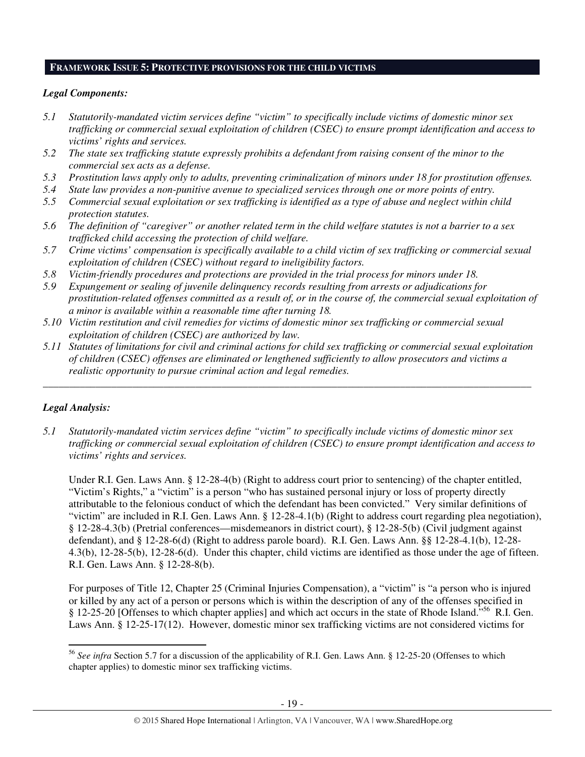## **FRAMEWORK ISSUE 5: PROTECTIVE PROVISIONS FOR THE CHILD VICTIMS**

***Legal Components:***

*5.1 Statutorily-mandated victim services define "victim" to specifically include victims of domestic minor sex trafficking or commercial sexual exploitation of children (CSEC) to ensure prompt identification and access to victims' rights and services.*

*5.2 The state sex trafficking statute expressly prohibits a defendant from raising consent of the minor to the commercial sex acts as a defense.*

*5.3 Prostitution laws apply only to adults, preventing criminalization of minors under 18 for prostitution offenses.*

*5.4 State law provides a non-punitive avenue to specialized services through one or more points of entry.*

*5.5 Commercial sexual exploitation or sex trafficking is identified as a type of abuse and neglect within child protection statutes.*

*5.6 The definition of "caregiver" or another related term in the child welfare statutes is not a barrier to a sex trafficked child accessing the protection of child welfare.*

*5.7 Crime victims' compensation is specifically available to a child victim of sex trafficking or commercial sexual exploitation of children (CSEC) without regard to ineligibility factors.*

*5.8 Victim-friendly procedures and protections are provided in the trial process for minors under 18.*

*5.9 Expungement or sealing of juvenile delinquency records resulting from arrests or adjudications for prostitution-related offenses committed as a result of, or in the course of, the commercial sexual exploitation of a minor is available within a reasonable time after turning 18.*

*5.10 Victim restitution and civil remedies for victims of domestic minor sex trafficking or commercial sexual exploitation of children (CSEC) are authorized by law.*

*5.11 Statutes of limitations for civil and criminal actions for child sex trafficking or commercial sexual exploitation of children (CSEC) offenses are eliminated or lengthened sufficiently to allow prosecutors and victims a realistic opportunity to pursue criminal action and legal remedies.*

---

***Legal Analysis:***

*5.1 Statutorily-mandated victim services define "victim" to specifically include victims of domestic minor sex trafficking or commercial sexual exploitation of children (CSEC) to ensure prompt identification and access to victims' rights and services.*

Under R.I. Gen. Laws Ann. § 12-28-4(b) (Right to address court prior to sentencing) of the chapter entitled, "Victim's Rights," a "victim" is a person "who has sustained personal injury or loss of property directly attributable to the felonious conduct of which the defendant has been convicted." Very similar definitions of "victim" are included in R.I. Gen. Laws Ann. § 12-28-4.1(b) (Right to address court regarding plea negotiation), § 12-28-4.3(b) (Pretrial conferences—misdemeanors in district court), § 12-28-5(b) (Civil judgment against defendant), and § 12-28-6(d) (Right to address parole board). R.I. Gen. Laws Ann. §§ 12-28-4.1(b), 12-28-4.3(b), 12-28-5(b), 12-28-6(d). Under this chapter, child victims are identified as those under the age of fifteen. R.I. Gen. Laws Ann. § 12-28-8(b).

For purposes of Title 12, Chapter 25 (Criminal Injuries Compensation), a "victim" is "a person who is injured or killed by any act of a person or persons which is within the description of any of the offenses specified in § 12-25-20 [Offenses to which chapter applies] and which act occurs in the state of Rhode Island."[56] R.I. Gen. Laws Ann. § 12-25-17(12). However, domestic minor sex trafficking victims are not considered victims for

---

[56] *See infra* Section 5.7 for a discussion of the applicability of R.I. Gen. Laws Ann. § 12-25-20 (Offenses to which chapter applies) to domestic minor sex trafficking victims.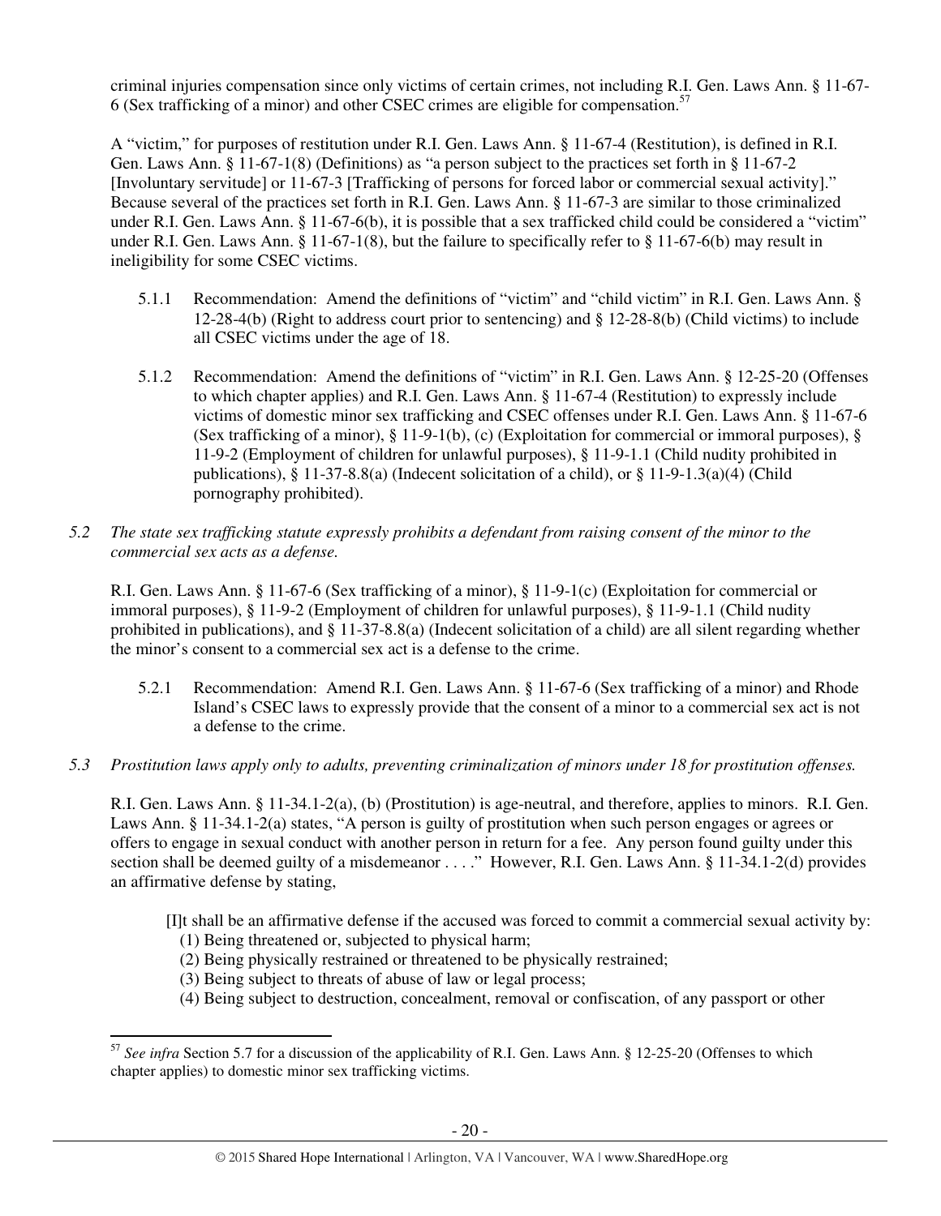criminal injuries compensation since only victims of certain crimes, not including R.I. Gen. Laws Ann. § 11-67-6 (Sex trafficking of a minor) and other CSEC crimes are eligible for compensation.[57]

A "victim," for purposes of restitution under R.I. Gen. Laws Ann. § 11-67-4 (Restitution), is defined in R.I. Gen. Laws Ann. § 11-67-1(8) (Definitions) as "a person subject to the practices set forth in § 11-67-2 [Involuntary servitude] or 11-67-3 [Trafficking of persons for forced labor or commercial sexual activity]." Because several of the practices set forth in R.I. Gen. Laws Ann. § 11-67-3 are similar to those criminalized under R.I. Gen. Laws Ann. § 11-67-6(b), it is possible that a sex trafficked child could be considered a "victim" under R.I. Gen. Laws Ann. § 11-67-1(8), but the failure to specifically refer to § 11-67-6(b) may result in ineligibility for some CSEC victims.

5.1.1 Recommendation: Amend the definitions of "victim" and "child victim" in R.I. Gen. Laws Ann. § 12-28-4(b) (Right to address court prior to sentencing) and § 12-28-8(b) (Child victims) to include all CSEC victims under the age of 18.

5.1.2 Recommendation: Amend the definitions of "victim" in R.I. Gen. Laws Ann. § 12-25-20 (Offenses to which chapter applies) and R.I. Gen. Laws Ann. § 11-67-4 (Restitution) to expressly include victims of domestic minor sex trafficking and CSEC offenses under R.I. Gen. Laws Ann. § 11-67-6 (Sex trafficking of a minor), § 11-9-1(b), (c) (Exploitation for commercial or immoral purposes), § 11-9-2 (Employment of children for unlawful purposes), § 11-9-1.1 (Child nudity prohibited in publications), § 11-37-8.8(a) (Indecent solicitation of a child), or § 11-9-1.3(a)(4) (Child pornography prohibited).

*5.2 The state sex trafficking statute expressly prohibits a defendant from raising consent of the minor to the commercial sex acts as a defense.*

R.I. Gen. Laws Ann. § 11-67-6 (Sex trafficking of a minor), § 11-9-1(c) (Exploitation for commercial or immoral purposes), § 11-9-2 (Employment of children for unlawful purposes), § 11-9-1.1 (Child nudity prohibited in publications), and § 11-37-8.8(a) (Indecent solicitation of a child) are all silent regarding whether the minor's consent to a commercial sex act is a defense to the crime.

5.2.1 Recommendation: Amend R.I. Gen. Laws Ann. § 11-67-6 (Sex trafficking of a minor) and Rhode Island's CSEC laws to expressly provide that the consent of a minor to a commercial sex act is not a defense to the crime.

*5.3 Prostitution laws apply only to adults, preventing criminalization of minors under 18 for prostitution offenses.*

R.I. Gen. Laws Ann. § 11-34.1-2(a), (b) (Prostitution) is age-neutral, and therefore, applies to minors. R.I. Gen. Laws Ann. § 11-34.1-2(a) states, "A person is guilty of prostitution when such person engages or agrees or offers to engage in sexual conduct with another person in return for a fee. Any person found guilty under this section shall be deemed guilty of a misdemeanor . . . ." However, R.I. Gen. Laws Ann. § 11-34.1-2(d) provides an affirmative defense by stating,

> [I]t shall be an affirmative defense if the accused was forced to commit a commercial sexual activity by:
> (1) Being threatened or, subjected to physical harm;
> (2) Being physically restrained or threatened to be physically restrained;
> (3) Being subject to threats of abuse of law or legal process;
> (4) Being subject to destruction, concealment, removal or confiscation, of any passport or other

[57] *See infra* Section 5.7 for a discussion of the applicability of R.I. Gen. Laws Ann. § 12-25-20 (Offenses to which chapter applies) to domestic minor sex trafficking victims.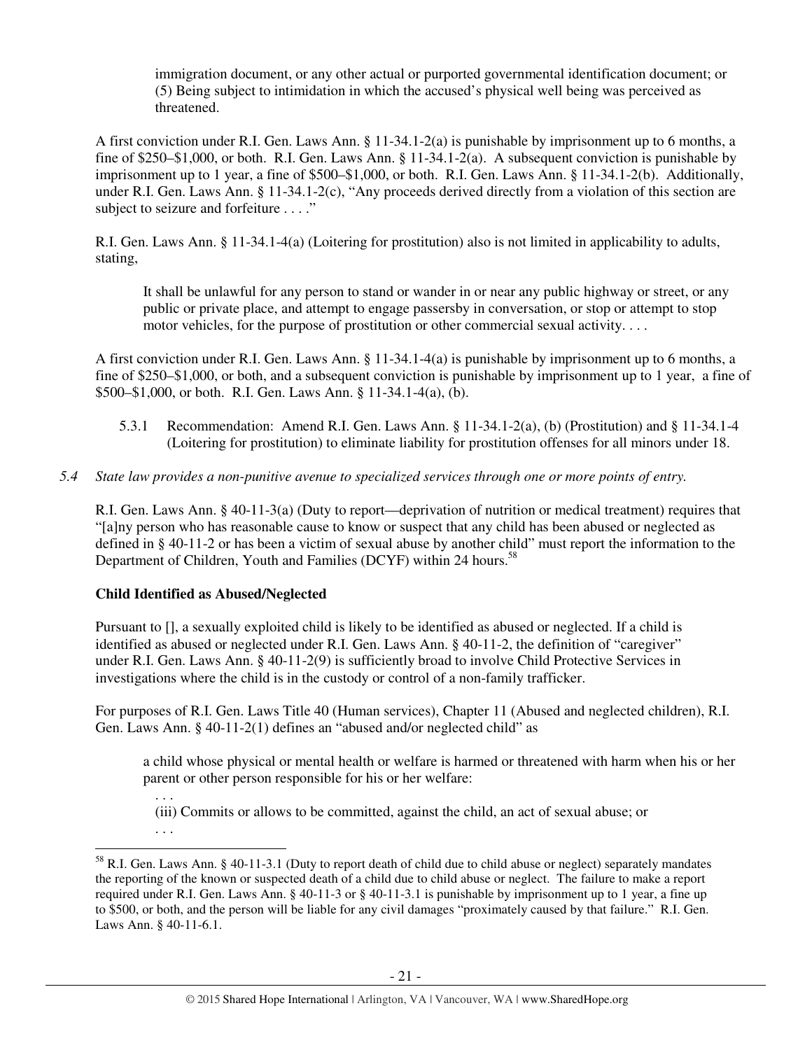immigration document, or any other actual or purported governmental identification document; or (5) Being subject to intimidation in which the accused's physical well being was perceived as threatened.

A first conviction under R.I. Gen. Laws Ann. § 11-34.1-2(a) is punishable by imprisonment up to 6 months, a fine of $250–$1,000, or both. R.I. Gen. Laws Ann. § 11-34.1-2(a). A subsequent conviction is punishable by imprisonment up to 1 year, a fine of $500–$1,000, or both. R.I. Gen. Laws Ann. § 11-34.1-2(b). Additionally, under R.I. Gen. Laws Ann. § 11-34.1-2(c), "Any proceeds derived directly from a violation of this section are subject to seizure and forfeiture . . . ."

R.I. Gen. Laws Ann. § 11-34.1-4(a) (Loitering for prostitution) also is not limited in applicability to adults, stating,

> It shall be unlawful for any person to stand or wander in or near any public highway or street, or any public or private place, and attempt to engage passersby in conversation, or stop or attempt to stop motor vehicles, for the purpose of prostitution or other commercial sexual activity. . . .

A first conviction under R.I. Gen. Laws Ann. § 11-34.1-4(a) is punishable by imprisonment up to 6 months, a fine of $250–$1,000, or both, and a subsequent conviction is punishable by imprisonment up to 1 year, a fine of $500–$1,000, or both. R.I. Gen. Laws Ann. § 11-34.1-4(a), (b).

5.3.1 Recommendation: Amend R.I. Gen. Laws Ann. § 11-34.1-2(a), (b) (Prostitution) and § 11-34.1-4 (Loitering for prostitution) to eliminate liability for prostitution offenses for all minors under 18.

*5.4 State law provides a non-punitive avenue to specialized services through one or more points of entry.*

R.I. Gen. Laws Ann. § 40-11-3(a) (Duty to report—deprivation of nutrition or medical treatment) requires that "[a]ny person who has reasonable cause to know or suspect that any child has been abused or neglected as defined in § 40-11-2 or has been a victim of sexual abuse by another child" must report the information to the Department of Children, Youth and Families (DCYF) within 24 hours.[58]

**Child Identified as Abused/Neglected**

Pursuant to [], a sexually exploited child is likely to be identified as abused or neglected. If a child is identified as abused or neglected under R.I. Gen. Laws Ann. § 40-11-2, the definition of "caregiver" under R.I. Gen. Laws Ann. § 40-11-2(9) is sufficiently broad to involve Child Protective Services in investigations where the child is in the custody or control of a non-family trafficker.

For purposes of R.I. Gen. Laws Title 40 (Human services), Chapter 11 (Abused and neglected children), R.I. Gen. Laws Ann. § 40-11-2(1) defines an "abused and/or neglected child" as

> a child whose physical or mental health or welfare is harmed or threatened with harm when his or her parent or other person responsible for his or her welfare:
>
> . . .
>
> (iii) Commits or allows to be committed, against the child, an act of sexual abuse; or
>
> . . .

[58] R.I. Gen. Laws Ann. § 40-11-3.1 (Duty to report death of child due to child abuse or neglect) separately mandates the reporting of the known or suspected death of a child due to child abuse or neglect. The failure to make a report required under R.I. Gen. Laws Ann. § 40-11-3 or § 40-11-3.1 is punishable by imprisonment up to 1 year, a fine up to $500, or both, and the person will be liable for any civil damages "proximately caused by that failure." R.I. Gen. Laws Ann. § 40-11-6.1.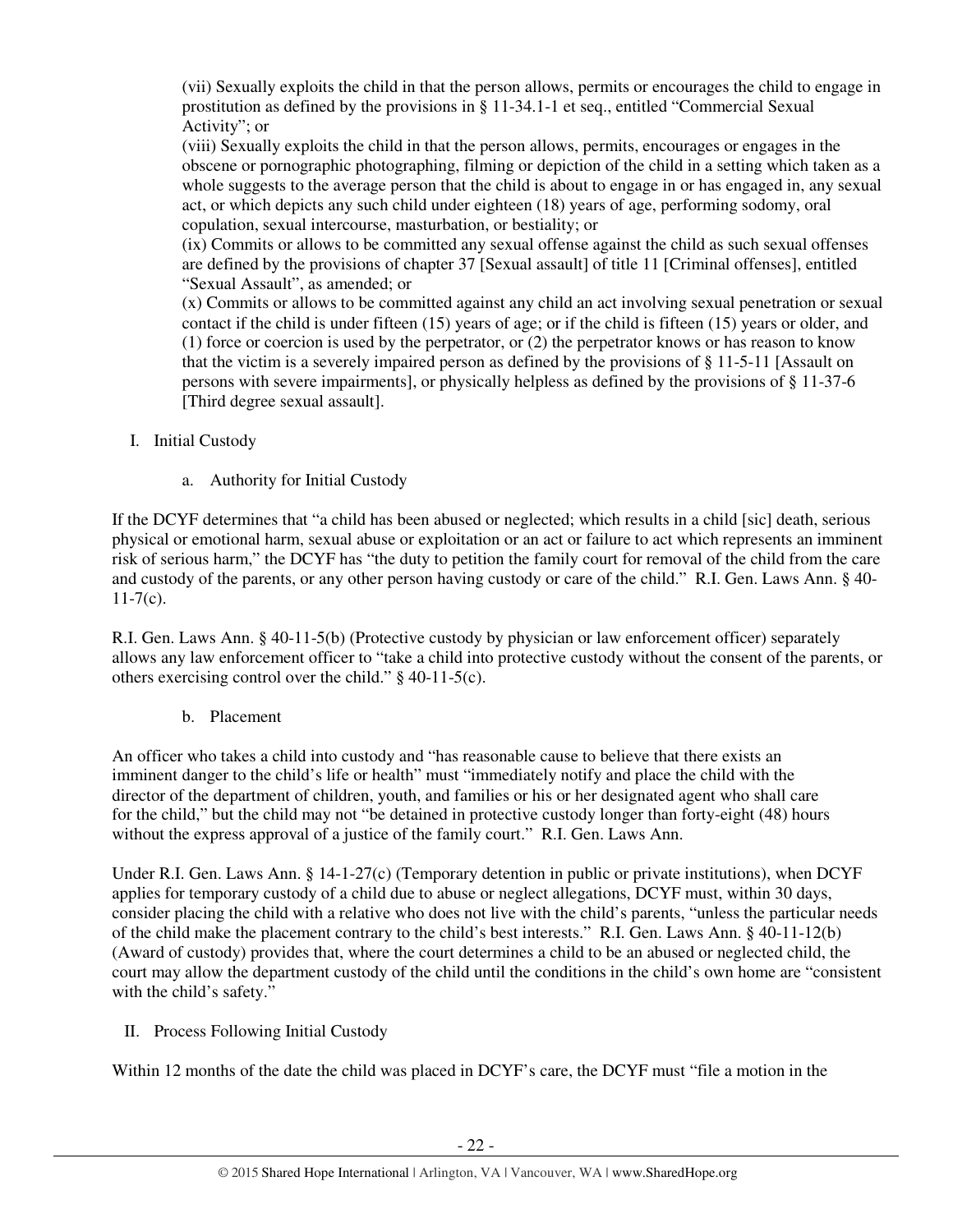(vii) Sexually exploits the child in that the person allows, permits or encourages the child to engage in prostitution as defined by the provisions in § 11-34.1-1 et seq., entitled "Commercial Sexual Activity"; or

(viii) Sexually exploits the child in that the person allows, permits, encourages or engages in the obscene or pornographic photographing, filming or depiction of the child in a setting which taken as a whole suggests to the average person that the child is about to engage in or has engaged in, any sexual act, or which depicts any such child under eighteen (18) years of age, performing sodomy, oral copulation, sexual intercourse, masturbation, or bestiality; or

(ix) Commits or allows to be committed any sexual offense against the child as such sexual offenses are defined by the provisions of chapter 37 [Sexual assault] of title 11 [Criminal offenses], entitled "Sexual Assault", as amended; or

(x) Commits or allows to be committed against any child an act involving sexual penetration or sexual contact if the child is under fifteen (15) years of age; or if the child is fifteen (15) years or older, and (1) force or coercion is used by the perpetrator, or (2) the perpetrator knows or has reason to know that the victim is a severely impaired person as defined by the provisions of § 11-5-11 [Assault on persons with severe impairments], or physically helpless as defined by the provisions of § 11-37-6 [Third degree sexual assault].

I. Initial Custody

a. Authority for Initial Custody

If the DCYF determines that "a child has been abused or neglected; which results in a child [sic] death, serious physical or emotional harm, sexual abuse or exploitation or an act or failure to act which represents an imminent risk of serious harm," the DCYF has "the duty to petition the family court for removal of the child from the care and custody of the parents, or any other person having custody or care of the child." R.I. Gen. Laws Ann. § 40-11-7(c).

R.I. Gen. Laws Ann. § 40-11-5(b) (Protective custody by physician or law enforcement officer) separately allows any law enforcement officer to "take a child into protective custody without the consent of the parents, or others exercising control over the child." § 40-11-5(c).

b. Placement

An officer who takes a child into custody and "has reasonable cause to believe that there exists an imminent danger to the child's life or health" must "immediately notify and place the child with the director of the department of children, youth, and families or his or her designated agent who shall care for the child," but the child may not "be detained in protective custody longer than forty-eight (48) hours without the express approval of a justice of the family court." R.I. Gen. Laws Ann.

Under R.I. Gen. Laws Ann. § 14-1-27(c) (Temporary detention in public or private institutions), when DCYF applies for temporary custody of a child due to abuse or neglect allegations, DCYF must, within 30 days, consider placing the child with a relative who does not live with the child's parents, "unless the particular needs of the child make the placement contrary to the child's best interests." R.I. Gen. Laws Ann. § 40-11-12(b) (Award of custody) provides that, where the court determines a child to be an abused or neglected child, the court may allow the department custody of the child until the conditions in the child's own home are "consistent with the child's safety."

II. Process Following Initial Custody

Within 12 months of the date the child was placed in DCYF's care, the DCYF must "file a motion in the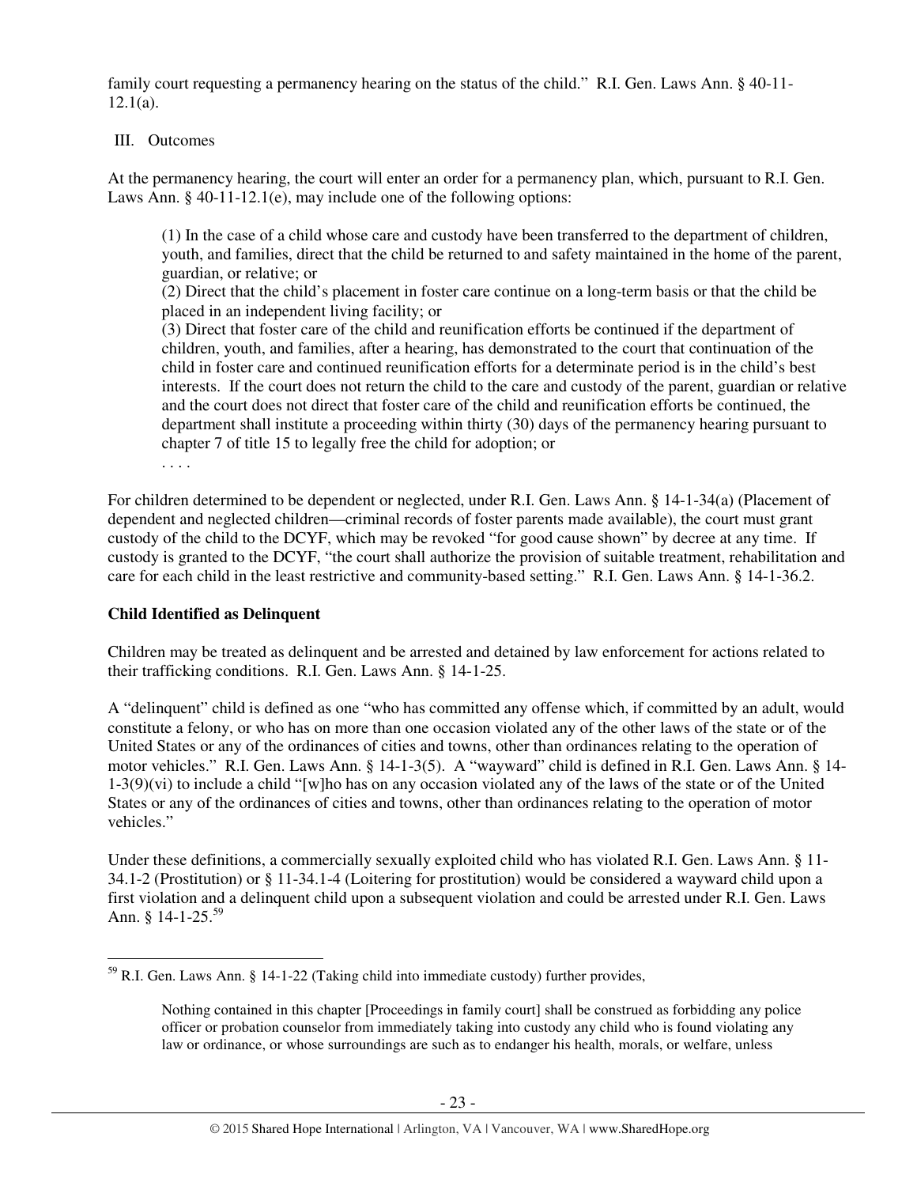family court requesting a permanency hearing on the status of the child." R.I. Gen. Laws Ann. § 40-11-12.1(a).

III. Outcomes

At the permanency hearing, the court will enter an order for a permanency plan, which, pursuant to R.I. Gen. Laws Ann. § 40-11-12.1(e), may include one of the following options:

> (1) In the case of a child whose care and custody have been transferred to the department of children, youth, and families, direct that the child be returned to and safety maintained in the home of the parent, guardian, or relative; or
> (2) Direct that the child's placement in foster care continue on a long-term basis or that the child be placed in an independent living facility; or
> (3) Direct that foster care of the child and reunification efforts be continued if the department of children, youth, and families, after a hearing, has demonstrated to the court that continuation of the child in foster care and continued reunification efforts for a determinate period is in the child's best interests. If the court does not return the child to the care and custody of the parent, guardian or relative and the court does not direct that foster care of the child and reunification efforts be continued, the department shall institute a proceeding within thirty (30) days of the permanency hearing pursuant to chapter 7 of title 15 to legally free the child for adoption; or
> . . . .

For children determined to be dependent or neglected, under R.I. Gen. Laws Ann. § 14-1-34(a) (Placement of dependent and neglected children—criminal records of foster parents made available), the court must grant custody of the child to the DCYF, which may be revoked "for good cause shown" by decree at any time. If custody is granted to the DCYF, "the court shall authorize the provision of suitable treatment, rehabilitation and care for each child in the least restrictive and community-based setting." R.I. Gen. Laws Ann. § 14-1-36.2.

**Child Identified as Delinquent**

Children may be treated as delinquent and be arrested and detained by law enforcement for actions related to their trafficking conditions. R.I. Gen. Laws Ann. § 14-1-25.

A "delinquent" child is defined as one "who has committed any offense which, if committed by an adult, would constitute a felony, or who has on more than one occasion violated any of the other laws of the state or of the United States or any of the ordinances of cities and towns, other than ordinances relating to the operation of motor vehicles." R.I. Gen. Laws Ann. § 14-1-3(5). A "wayward" child is defined in R.I. Gen. Laws Ann. § 14-1-3(9)(vi) to include a child "[w]ho has on any occasion violated any of the laws of the state or of the United States or any of the ordinances of cities and towns, other than ordinances relating to the operation of motor vehicles."

Under these definitions, a commercially sexually exploited child who has violated R.I. Gen. Laws Ann. § 11-34.1-2 (Prostitution) or § 11-34.1-4 (Loitering for prostitution) would be considered a wayward child upon a first violation and a delinquent child upon a subsequent violation and could be arrested under R.I. Gen. Laws Ann. § 14-1-25.[59]

---

[59] R.I. Gen. Laws Ann. § 14-1-22 (Taking child into immediate custody) further provides,

> Nothing contained in this chapter [Proceedings in family court] shall be construed as forbidding any police officer or probation counselor from immediately taking into custody any child who is found violating any law or ordinance, or whose surroundings are such as to endanger his health, morals, or welfare, unless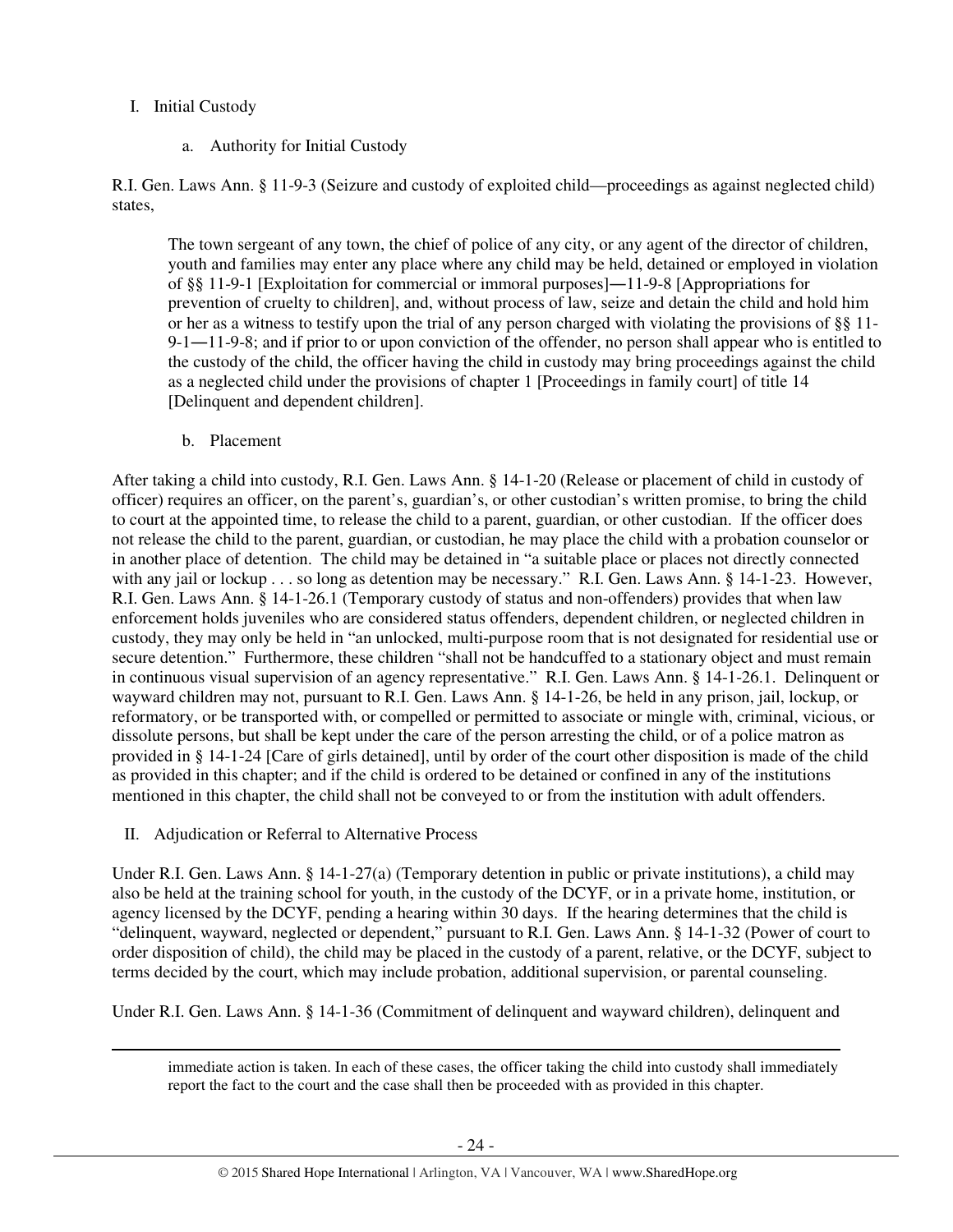I. Initial Custody

a. Authority for Initial Custody

R.I. Gen. Laws Ann. § 11-9-3 (Seizure and custody of exploited child—proceedings as against neglected child) states,

> The town sergeant of any town, the chief of police of any city, or any agent of the director of children, youth and families may enter any place where any child may be held, detained or employed in violation of §§ 11-9-1 [Exploitation for commercial or immoral purposes]―11-9-8 [Appropriations for prevention of cruelty to children], and, without process of law, seize and detain the child and hold him or her as a witness to testify upon the trial of any person charged with violating the provisions of §§ 11-9-1―11-9-8; and if prior to or upon conviction of the offender, no person shall appear who is entitled to the custody of the child, the officer having the child in custody may bring proceedings against the child as a neglected child under the provisions of chapter 1 [Proceedings in family court] of title 14 [Delinquent and dependent children].

b. Placement

After taking a child into custody, R.I. Gen. Laws Ann. § 14-1-20 (Release or placement of child in custody of officer) requires an officer, on the parent's, guardian's, or other custodian's written promise, to bring the child to court at the appointed time, to release the child to a parent, guardian, or other custodian. If the officer does not release the child to the parent, guardian, or custodian, he may place the child with a probation counselor or in another place of detention. The child may be detained in "a suitable place or places not directly connected with any jail or lockup . . . so long as detention may be necessary." R.I. Gen. Laws Ann. § 14-1-23. However, R.I. Gen. Laws Ann. § 14-1-26.1 (Temporary custody of status and non-offenders) provides that when law enforcement holds juveniles who are considered status offenders, dependent children, or neglected children in custody, they may only be held in "an unlocked, multi-purpose room that is not designated for residential use or secure detention." Furthermore, these children "shall not be handcuffed to a stationary object and must remain in continuous visual supervision of an agency representative." R.I. Gen. Laws Ann. § 14-1-26.1. Delinquent or wayward children may not, pursuant to R.I. Gen. Laws Ann. § 14-1-26, be held in any prison, jail, lockup, or reformatory, or be transported with, or compelled or permitted to associate or mingle with, criminal, vicious, or dissolute persons, but shall be kept under the care of the person arresting the child, or of a police matron as provided in § 14-1-24 [Care of girls detained], until by order of the court other disposition is made of the child as provided in this chapter; and if the child is ordered to be detained or confined in any of the institutions mentioned in this chapter, the child shall not be conveyed to or from the institution with adult offenders.

II. Adjudication or Referral to Alternative Process

Under R.I. Gen. Laws Ann. § 14-1-27(a) (Temporary detention in public or private institutions), a child may also be held at the training school for youth, in the custody of the DCYF, or in a private home, institution, or agency licensed by the DCYF, pending a hearing within 30 days. If the hearing determines that the child is "delinquent, wayward, neglected or dependent," pursuant to R.I. Gen. Laws Ann. § 14-1-32 (Power of court to order disposition of child), the child may be placed in the custody of a parent, relative, or the DCYF, subject to terms decided by the court, which may include probation, additional supervision, or parental counseling.

Under R.I. Gen. Laws Ann. § 14-1-36 (Commitment of delinquent and wayward children), delinquent and

---

immediate action is taken. In each of these cases, the officer taking the child into custody shall immediately report the fact to the court and the case shall then be proceeded with as provided in this chapter.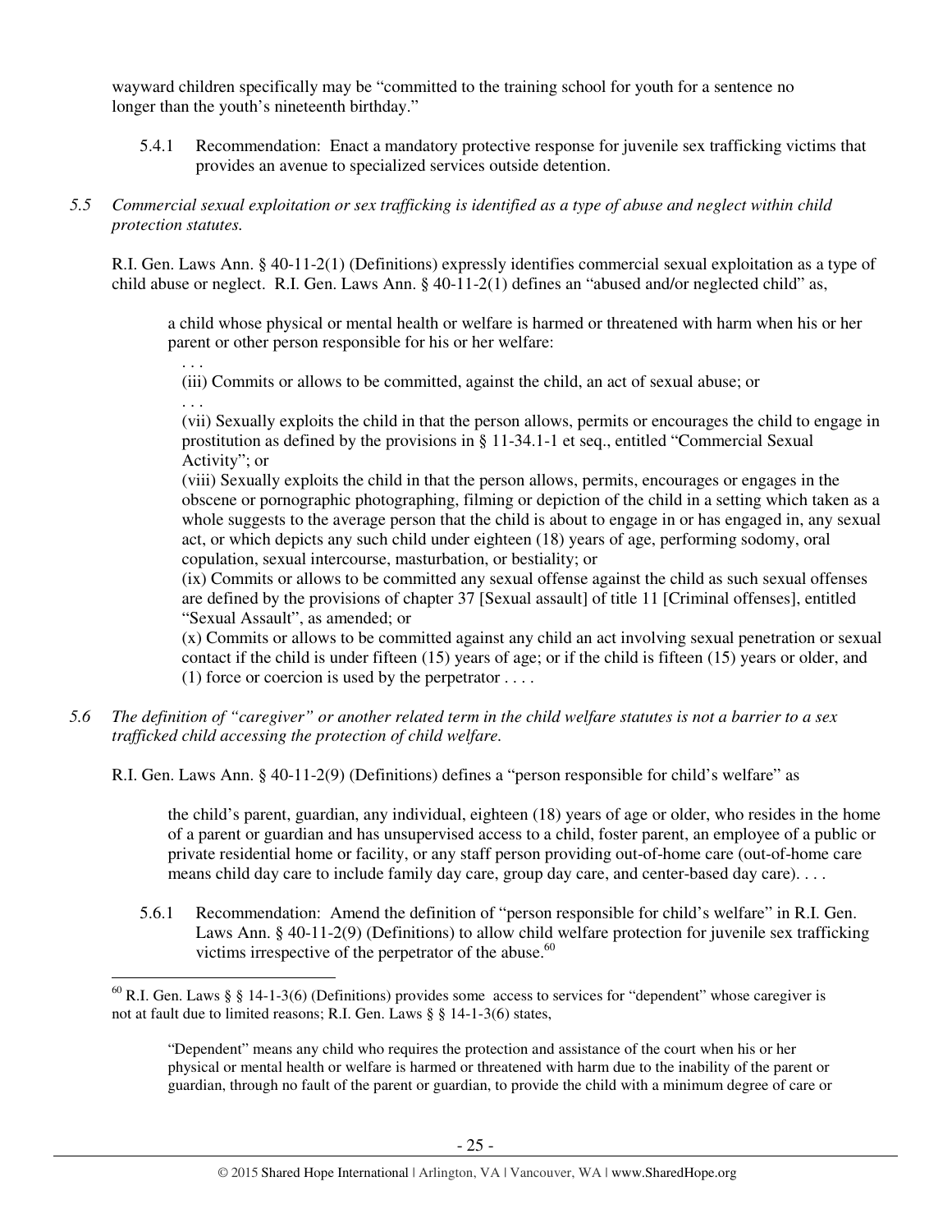wayward children specifically may be "committed to the training school for youth for a sentence no longer than the youth's nineteenth birthday."

5.4.1 Recommendation: Enact a mandatory protective response for juvenile sex trafficking victims that provides an avenue to specialized services outside detention.

*5.5 Commercial sexual exploitation or sex trafficking is identified as a type of abuse and neglect within child protection statutes.*

R.I. Gen. Laws Ann. § 40-11-2(1) (Definitions) expressly identifies commercial sexual exploitation as a type of child abuse or neglect. R.I. Gen. Laws Ann. § 40-11-2(1) defines an "abused and/or neglected child" as,

> a child whose physical or mental health or welfare is harmed or threatened with harm when his or her parent or other person responsible for his or her welfare:
>
> . . .
>
> (iii) Commits or allows to be committed, against the child, an act of sexual abuse; or
>
> . . .
>
> (vii) Sexually exploits the child in that the person allows, permits or encourages the child to engage in prostitution as defined by the provisions in § 11-34.1-1 et seq., entitled "Commercial Sexual Activity"; or
>
> (viii) Sexually exploits the child in that the person allows, permits, encourages or engages in the obscene or pornographic photographing, filming or depiction of the child in a setting which taken as a whole suggests to the average person that the child is about to engage in or has engaged in, any sexual act, or which depicts any such child under eighteen (18) years of age, performing sodomy, oral copulation, sexual intercourse, masturbation, or bestiality; or
>
> (ix) Commits or allows to be committed any sexual offense against the child as such sexual offenses are defined by the provisions of chapter 37 [Sexual assault] of title 11 [Criminal offenses], entitled "Sexual Assault", as amended; or
>
> (x) Commits or allows to be committed against any child an act involving sexual penetration or sexual contact if the child is under fifteen (15) years of age; or if the child is fifteen (15) years or older, and (1) force or coercion is used by the perpetrator . . . .

*5.6 The definition of "caregiver" or another related term in the child welfare statutes is not a barrier to a sex trafficked child accessing the protection of child welfare.*

R.I. Gen. Laws Ann. § 40-11-2(9) (Definitions) defines a "person responsible for child's welfare" as

> the child's parent, guardian, any individual, eighteen (18) years of age or older, who resides in the home of a parent or guardian and has unsupervised access to a child, foster parent, an employee of a public or private residential home or facility, or any staff person providing out-of-home care (out-of-home care means child day care to include family day care, group day care, and center-based day care). . . .

5.6.1 Recommendation: Amend the definition of "person responsible for child's welfare" in R.I. Gen. Laws Ann. § 40-11-2(9) (Definitions) to allow child welfare protection for juvenile sex trafficking victims irrespective of the perpetrator of the abuse.[60]

---

[60] R.I. Gen. Laws § § 14-1-3(6) (Definitions) provides some access to services for "dependent" whose caregiver is not at fault due to limited reasons; R.I. Gen. Laws § § 14-1-3(6) states,

> "Dependent" means any child who requires the protection and assistance of the court when his or her physical or mental health or welfare is harmed or threatened with harm due to the inability of the parent or guardian, through no fault of the parent or guardian, to provide the child with a minimum degree of care or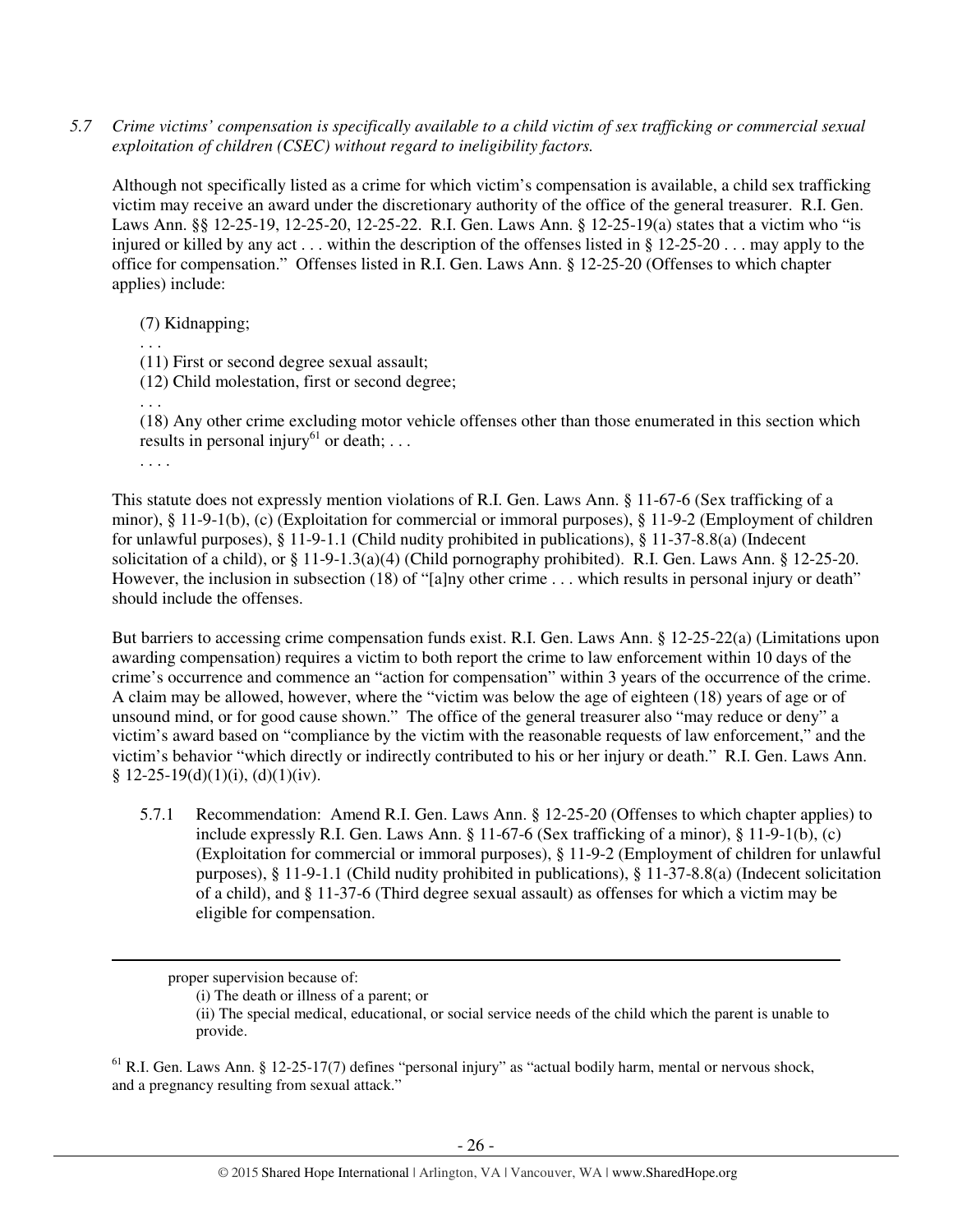*5.7 Crime victims' compensation is specifically available to a child victim of sex trafficking or commercial sexual exploitation of children (CSEC) without regard to ineligibility factors.*

Although not specifically listed as a crime for which victim's compensation is available, a child sex trafficking victim may receive an award under the discretionary authority of the office of the general treasurer. R.I. Gen. Laws Ann. §§ 12-25-19, 12-25-20, 12-25-22. R.I. Gen. Laws Ann. § 12-25-19(a) states that a victim who "is injured or killed by any act . . . within the description of the offenses listed in § 12-25-20 . . . may apply to the office for compensation." Offenses listed in R.I. Gen. Laws Ann. § 12-25-20 (Offenses to which chapter applies) include:

> (7) Kidnapping;
>
> . . .
>
> (11) First or second degree sexual assault;
>
> (12) Child molestation, first or second degree;
>
> . . .
>
> (18) Any other crime excluding motor vehicle offenses other than those enumerated in this section which results in personal injury[61] or death; . . .
>
> . . . .

This statute does not expressly mention violations of R.I. Gen. Laws Ann. § 11-67-6 (Sex trafficking of a minor), § 11-9-1(b), (c) (Exploitation for commercial or immoral purposes), § 11-9-2 (Employment of children for unlawful purposes), § 11-9-1.1 (Child nudity prohibited in publications), § 11-37-8.8(a) (Indecent solicitation of a child), or § 11-9-1.3(a)(4) (Child pornography prohibited). R.I. Gen. Laws Ann. § 12-25-20. However, the inclusion in subsection (18) of "[a]ny other crime . . . which results in personal injury or death" should include the offenses.

But barriers to accessing crime compensation funds exist. R.I. Gen. Laws Ann. § 12-25-22(a) (Limitations upon awarding compensation) requires a victim to both report the crime to law enforcement within 10 days of the crime's occurrence and commence an "action for compensation" within 3 years of the occurrence of the crime. A claim may be allowed, however, where the "victim was below the age of eighteen (18) years of age or of unsound mind, or for good cause shown." The office of the general treasurer also "may reduce or deny" a victim's award based on "compliance by the victim with the reasonable requests of law enforcement," and the victim's behavior "which directly or indirectly contributed to his or her injury or death." R.I. Gen. Laws Ann. § 12-25-19(d)(1)(i), (d)(1)(iv).

5.7.1 Recommendation: Amend R.I. Gen. Laws Ann. § 12-25-20 (Offenses to which chapter applies) to include expressly R.I. Gen. Laws Ann. § 11-67-6 (Sex trafficking of a minor), § 11-9-1(b), (c) (Exploitation for commercial or immoral purposes), § 11-9-2 (Employment of children for unlawful purposes), § 11-9-1.1 (Child nudity prohibited in publications), § 11-37-8.8(a) (Indecent solicitation of a child), and § 11-37-6 (Third degree sexual assault) as offenses for which a victim may be eligible for compensation.

---

proper supervision because of:

(i) The death or illness of a parent; or

(ii) The special medical, educational, or social service needs of the child which the parent is unable to provide.

[61] R.I. Gen. Laws Ann. § 12-25-17(7) defines "personal injury" as "actual bodily harm, mental or nervous shock, and a pregnancy resulting from sexual attack."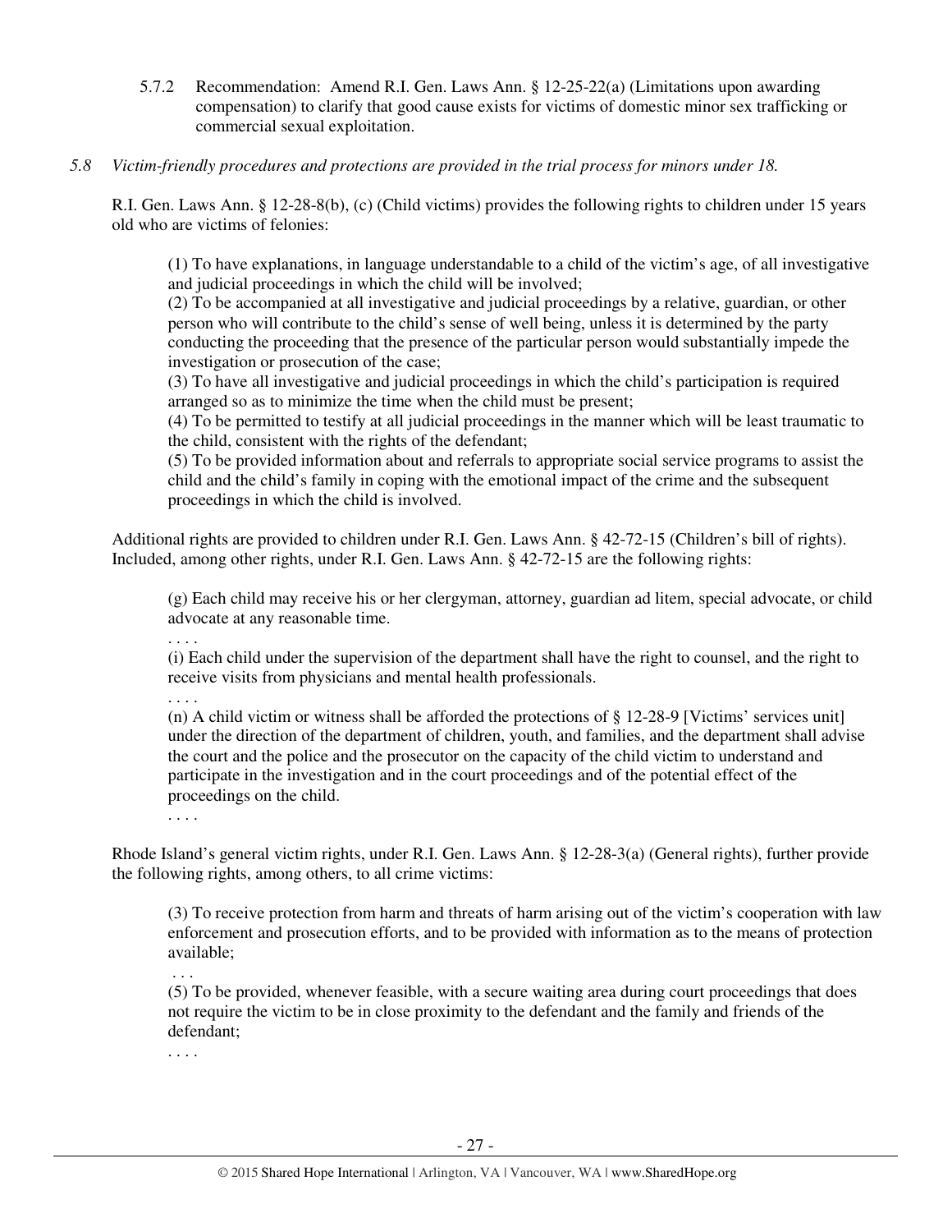5.7.2 Recommendation: Amend R.I. Gen. Laws Ann. § 12-25-22(a) (Limitations upon awarding compensation) to clarify that good cause exists for victims of domestic minor sex trafficking or commercial sexual exploitation.

*5.8 Victim-friendly procedures and protections are provided in the trial process for minors under 18.*

R.I. Gen. Laws Ann. § 12-28-8(b), (c) (Child victims) provides the following rights to children under 15 years old who are victims of felonies:

> (1) To have explanations, in language understandable to a child of the victim's age, of all investigative and judicial proceedings in which the child will be involved;
> (2) To be accompanied at all investigative and judicial proceedings by a relative, guardian, or other person who will contribute to the child's sense of well being, unless it is determined by the party conducting the proceeding that the presence of the particular person would substantially impede the investigation or prosecution of the case;
> (3) To have all investigative and judicial proceedings in which the child's participation is required arranged so as to minimize the time when the child must be present;
> (4) To be permitted to testify at all judicial proceedings in the manner which will be least traumatic to the child, consistent with the rights of the defendant;
> (5) To be provided information about and referrals to appropriate social service programs to assist the child and the child's family in coping with the emotional impact of the crime and the subsequent proceedings in which the child is involved.

Additional rights are provided to children under R.I. Gen. Laws Ann. § 42-72-15 (Children's bill of rights). Included, among other rights, under R.I. Gen. Laws Ann. § 42-72-15 are the following rights:

> (g) Each child may receive his or her clergyman, attorney, guardian ad litem, special advocate, or child advocate at any reasonable time.
> . . . .
> (i) Each child under the supervision of the department shall have the right to counsel, and the right to receive visits from physicians and mental health professionals.
> . . . .
> (n) A child victim or witness shall be afforded the protections of § 12-28-9 [Victims' services unit] under the direction of the department of children, youth, and families, and the department shall advise the court and the police and the prosecutor on the capacity of the child victim to understand and participate in the investigation and in the court proceedings and of the potential effect of the proceedings on the child.
> . . . .

Rhode Island's general victim rights, under R.I. Gen. Laws Ann. § 12-28-3(a) (General rights), further provide the following rights, among others, to all crime victims:

> (3) To receive protection from harm and threats of harm arising out of the victim's cooperation with law enforcement and prosecution efforts, and to be provided with information as to the means of protection available;
> . . .
> (5) To be provided, whenever feasible, with a secure waiting area during court proceedings that does not require the victim to be in close proximity to the defendant and the family and friends of the defendant;
> . . . .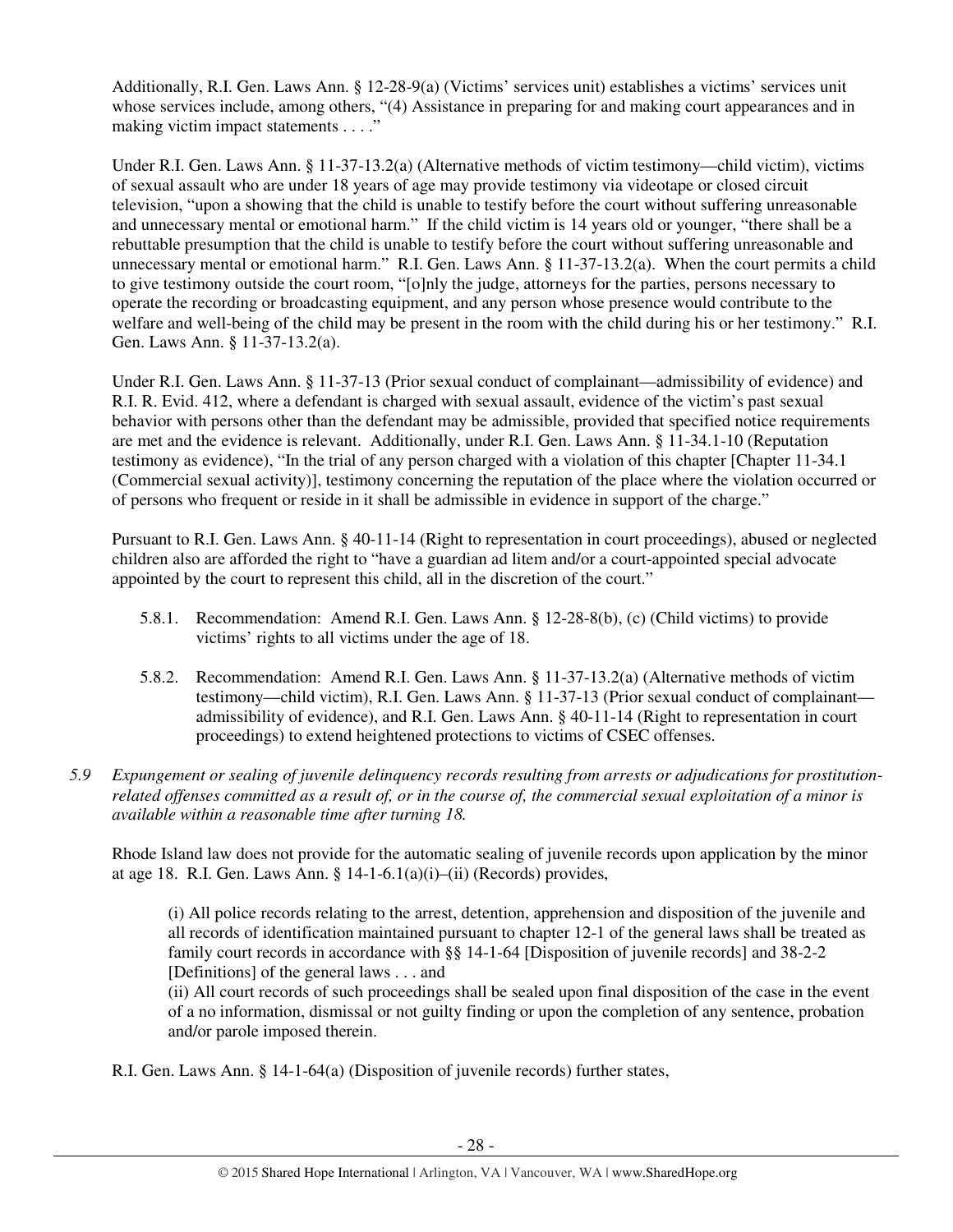Additionally, R.I. Gen. Laws Ann. § 12-28-9(a) (Victims' services unit) establishes a victims' services unit whose services include, among others, "(4) Assistance in preparing for and making court appearances and in making victim impact statements . . . ."

Under R.I. Gen. Laws Ann. § 11-37-13.2(a) (Alternative methods of victim testimony—child victim), victims of sexual assault who are under 18 years of age may provide testimony via videotape or closed circuit television, "upon a showing that the child is unable to testify before the court without suffering unreasonable and unnecessary mental or emotional harm." If the child victim is 14 years old or younger, "there shall be a rebuttable presumption that the child is unable to testify before the court without suffering unreasonable and unnecessary mental or emotional harm." R.I. Gen. Laws Ann. § 11-37-13.2(a). When the court permits a child to give testimony outside the court room, "[o]nly the judge, attorneys for the parties, persons necessary to operate the recording or broadcasting equipment, and any person whose presence would contribute to the welfare and well-being of the child may be present in the room with the child during his or her testimony." R.I. Gen. Laws Ann. § 11-37-13.2(a).

Under R.I. Gen. Laws Ann. § 11-37-13 (Prior sexual conduct of complainant—admissibility of evidence) and R.I. R. Evid. 412, where a defendant is charged with sexual assault, evidence of the victim's past sexual behavior with persons other than the defendant may be admissible, provided that specified notice requirements are met and the evidence is relevant. Additionally, under R.I. Gen. Laws Ann. § 11-34.1-10 (Reputation testimony as evidence), "In the trial of any person charged with a violation of this chapter [Chapter 11-34.1 (Commercial sexual activity)], testimony concerning the reputation of the place where the violation occurred or of persons who frequent or reside in it shall be admissible in evidence in support of the charge."

Pursuant to R.I. Gen. Laws Ann. § 40-11-14 (Right to representation in court proceedings), abused or neglected children also are afforded the right to "have a guardian ad litem and/or a court-appointed special advocate appointed by the court to represent this child, all in the discretion of the court."

5.8.1. Recommendation: Amend R.I. Gen. Laws Ann. § 12-28-8(b), (c) (Child victims) to provide victims' rights to all victims under the age of 18.

5.8.2. Recommendation: Amend R.I. Gen. Laws Ann. § 11-37-13.2(a) (Alternative methods of victim testimony—child victim), R.I. Gen. Laws Ann. § 11-37-13 (Prior sexual conduct of complainant—admissibility of evidence), and R.I. Gen. Laws Ann. § 40-11-14 (Right to representation in court proceedings) to extend heightened protections to victims of CSEC offenses.

*5.9 Expungement or sealing of juvenile delinquency records resulting from arrests or adjudications for prostitution-related offenses committed as a result of, or in the course of, the commercial sexual exploitation of a minor is available within a reasonable time after turning 18.*

Rhode Island law does not provide for the automatic sealing of juvenile records upon application by the minor at age 18. R.I. Gen. Laws Ann. § 14-1-6.1(a)(i)–(ii) (Records) provides,

> (i) All police records relating to the arrest, detention, apprehension and disposition of the juvenile and all records of identification maintained pursuant to chapter 12-1 of the general laws shall be treated as family court records in accordance with §§ 14-1-64 [Disposition of juvenile records] and 38-2-2 [Definitions] of the general laws . . . and
> (ii) All court records of such proceedings shall be sealed upon final disposition of the case in the event of a no information, dismissal or not guilty finding or upon the completion of any sentence, probation and/or parole imposed therein.

R.I. Gen. Laws Ann. § 14-1-64(a) (Disposition of juvenile records) further states,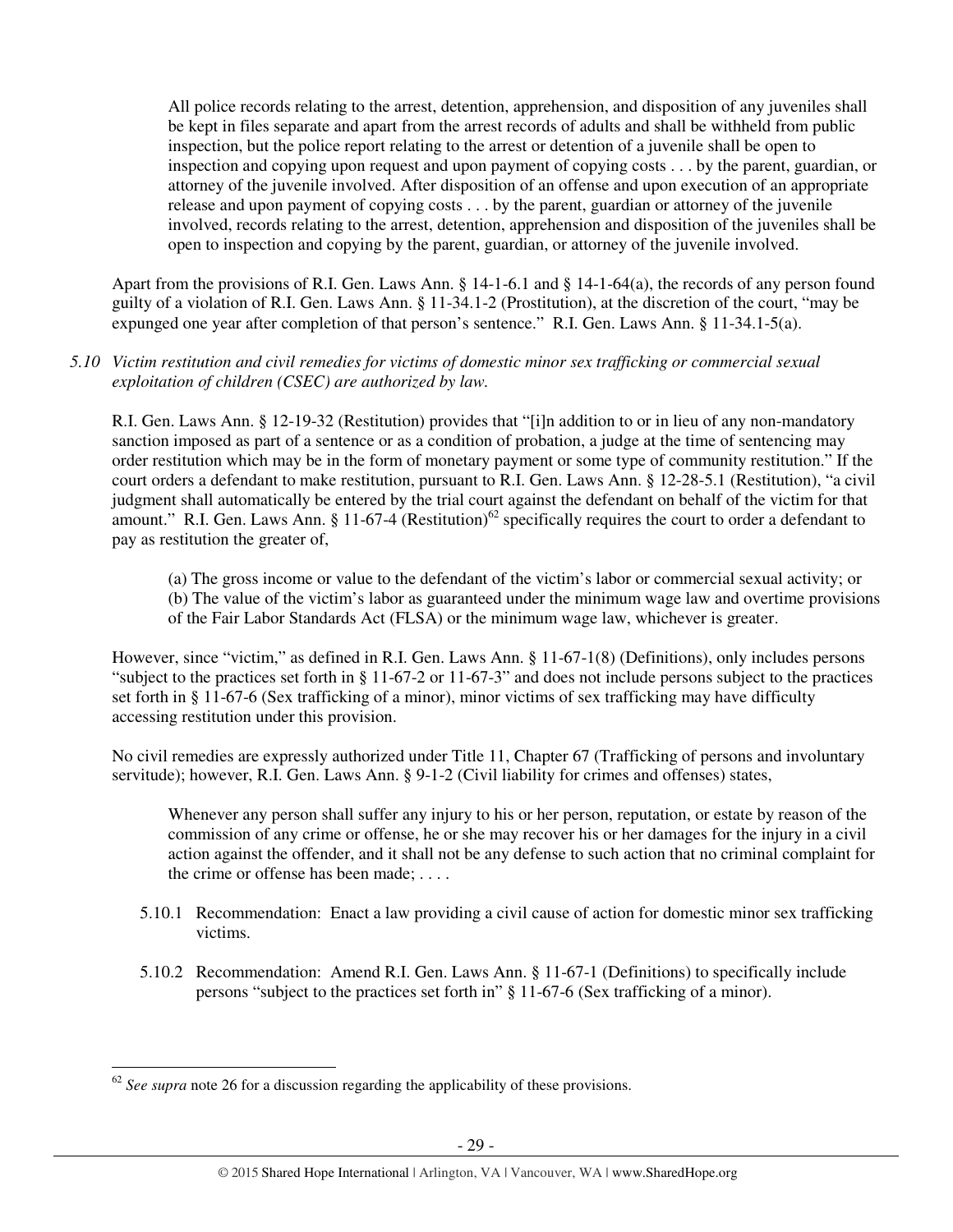> All police records relating to the arrest, detention, apprehension, and disposition of any juveniles shall be kept in files separate and apart from the arrest records of adults and shall be withheld from public inspection, but the police report relating to the arrest or detention of a juvenile shall be open to inspection and copying upon request and upon payment of copying costs . . . by the parent, guardian, or attorney of the juvenile involved. After disposition of an offense and upon execution of an appropriate release and upon payment of copying costs . . . by the parent, guardian or attorney of the juvenile involved, records relating to the arrest, detention, apprehension and disposition of the juveniles shall be open to inspection and copying by the parent, guardian, or attorney of the juvenile involved.

Apart from the provisions of R.I. Gen. Laws Ann. § 14-1-6.1 and § 14-1-64(a), the records of any person found guilty of a violation of R.I. Gen. Laws Ann. § 11-34.1-2 (Prostitution), at the discretion of the court, "may be expunged one year after completion of that person's sentence." R.I. Gen. Laws Ann. § 11-34.1-5(a).

*5.10 Victim restitution and civil remedies for victims of domestic minor sex trafficking or commercial sexual exploitation of children (CSEC) are authorized by law.*

R.I. Gen. Laws Ann. § 12-19-32 (Restitution) provides that "[i]n addition to or in lieu of any non-mandatory sanction imposed as part of a sentence or as a condition of probation, a judge at the time of sentencing may order restitution which may be in the form of monetary payment or some type of community restitution." If the court orders a defendant to make restitution, pursuant to R.I. Gen. Laws Ann. § 12-28-5.1 (Restitution), "a civil judgment shall automatically be entered by the trial court against the defendant on behalf of the victim for that amount." R.I. Gen. Laws Ann. § 11-67-4 (Restitution)[62] specifically requires the court to order a defendant to pay as restitution the greater of,

> (a) The gross income or value to the defendant of the victim's labor or commercial sexual activity; or
> (b) The value of the victim's labor as guaranteed under the minimum wage law and overtime provisions of the Fair Labor Standards Act (FLSA) or the minimum wage law, whichever is greater.

However, since "victim," as defined in R.I. Gen. Laws Ann. § 11-67-1(8) (Definitions), only includes persons "subject to the practices set forth in § 11-67-2 or 11-67-3" and does not include persons subject to the practices set forth in § 11-67-6 (Sex trafficking of a minor), minor victims of sex trafficking may have difficulty accessing restitution under this provision.

No civil remedies are expressly authorized under Title 11, Chapter 67 (Trafficking of persons and involuntary servitude); however, R.I. Gen. Laws Ann. § 9-1-2 (Civil liability for crimes and offenses) states,

> Whenever any person shall suffer any injury to his or her person, reputation, or estate by reason of the commission of any crime or offense, he or she may recover his or her damages for the injury in a civil action against the offender, and it shall not be any defense to such action that no criminal complaint for the crime or offense has been made; . . . .

5.10.1 Recommendation: Enact a law providing a civil cause of action for domestic minor sex trafficking victims.

5.10.2 Recommendation: Amend R.I. Gen. Laws Ann. § 11-67-1 (Definitions) to specifically include persons "subject to the practices set forth in" § 11-67-6 (Sex trafficking of a minor).

---

[62] *See supra* note 26 for a discussion regarding the applicability of these provisions.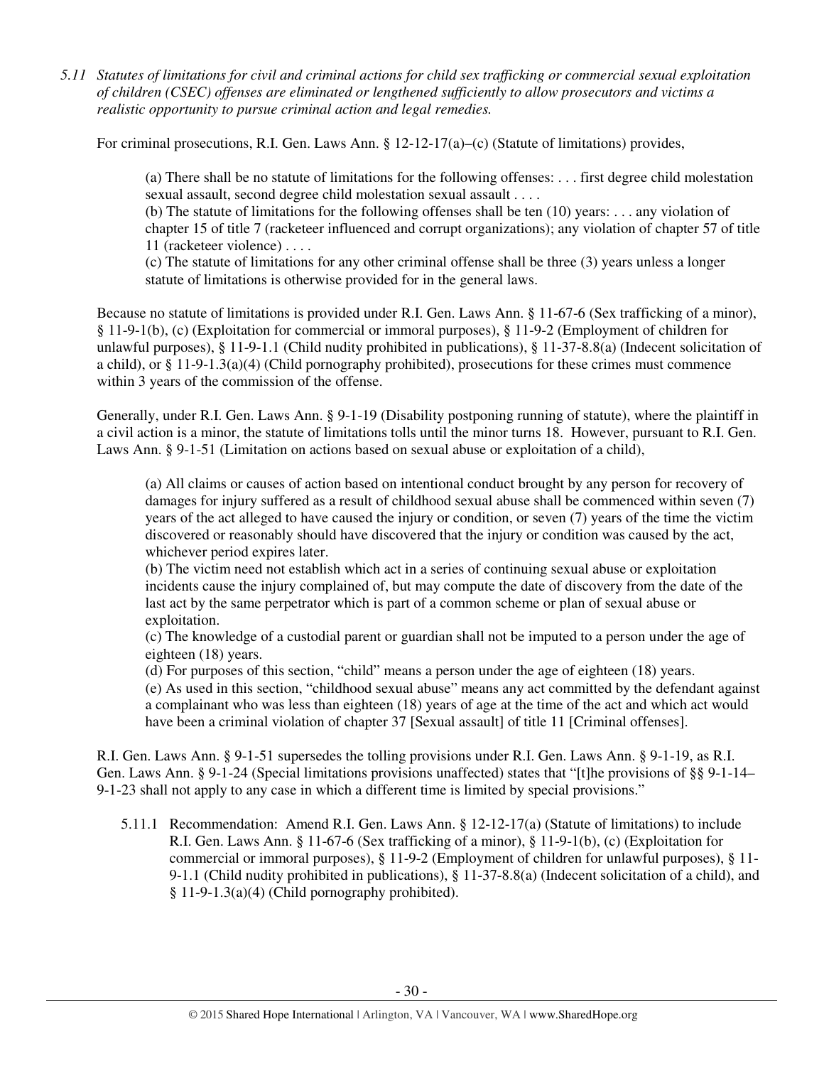*5.11 Statutes of limitations for civil and criminal actions for child sex trafficking or commercial sexual exploitation of children (CSEC) offenses are eliminated or lengthened sufficiently to allow prosecutors and victims a realistic opportunity to pursue criminal action and legal remedies.*

For criminal prosecutions, R.I. Gen. Laws Ann. § 12-12-17(a)–(c) (Statute of limitations) provides,

> (a) There shall be no statute of limitations for the following offenses: . . . first degree child molestation sexual assault, second degree child molestation sexual assault . . . .
>
> (b) The statute of limitations for the following offenses shall be ten (10) years: . . . any violation of chapter 15 of title 7 (racketeer influenced and corrupt organizations); any violation of chapter 57 of title 11 (racketeer violence) . . . .
>
> (c) The statute of limitations for any other criminal offense shall be three (3) years unless a longer statute of limitations is otherwise provided for in the general laws.

Because no statute of limitations is provided under R.I. Gen. Laws Ann. § 11-67-6 (Sex trafficking of a minor), § 11-9-1(b), (c) (Exploitation for commercial or immoral purposes), § 11-9-2 (Employment of children for unlawful purposes), § 11-9-1.1 (Child nudity prohibited in publications), § 11-37-8.8(a) (Indecent solicitation of a child), or § 11-9-1.3(a)(4) (Child pornography prohibited), prosecutions for these crimes must commence within 3 years of the commission of the offense.

Generally, under R.I. Gen. Laws Ann. § 9-1-19 (Disability postponing running of statute), where the plaintiff in a civil action is a minor, the statute of limitations tolls until the minor turns 18. However, pursuant to R.I. Gen. Laws Ann. § 9-1-51 (Limitation on actions based on sexual abuse or exploitation of a child),

> (a) All claims or causes of action based on intentional conduct brought by any person for recovery of damages for injury suffered as a result of childhood sexual abuse shall be commenced within seven (7) years of the act alleged to have caused the injury or condition, or seven (7) years of the time the victim discovered or reasonably should have discovered that the injury or condition was caused by the act, whichever period expires later.
>
> (b) The victim need not establish which act in a series of continuing sexual abuse or exploitation incidents cause the injury complained of, but may compute the date of discovery from the date of the last act by the same perpetrator which is part of a common scheme or plan of sexual abuse or exploitation.
>
> (c) The knowledge of a custodial parent or guardian shall not be imputed to a person under the age of eighteen (18) years.
>
> (d) For purposes of this section, "child" means a person under the age of eighteen (18) years.
>
> (e) As used in this section, "childhood sexual abuse" means any act committed by the defendant against a complainant who was less than eighteen (18) years of age at the time of the act and which act would have been a criminal violation of chapter 37 [Sexual assault] of title 11 [Criminal offenses].

R.I. Gen. Laws Ann. § 9-1-51 supersedes the tolling provisions under R.I. Gen. Laws Ann. § 9-1-19, as R.I. Gen. Laws Ann. § 9-1-24 (Special limitations provisions unaffected) states that "[t]he provisions of §§ 9-1-14– 9-1-23 shall not apply to any case in which a different time is limited by special provisions."

5.11.1 Recommendation: Amend R.I. Gen. Laws Ann. § 12-12-17(a) (Statute of limitations) to include R.I. Gen. Laws Ann. § 11-67-6 (Sex trafficking of a minor), § 11-9-1(b), (c) (Exploitation for commercial or immoral purposes), § 11-9-2 (Employment of children for unlawful purposes), § 11-9-1.1 (Child nudity prohibited in publications), § 11-37-8.8(a) (Indecent solicitation of a child), and § 11-9-1.3(a)(4) (Child pornography prohibited).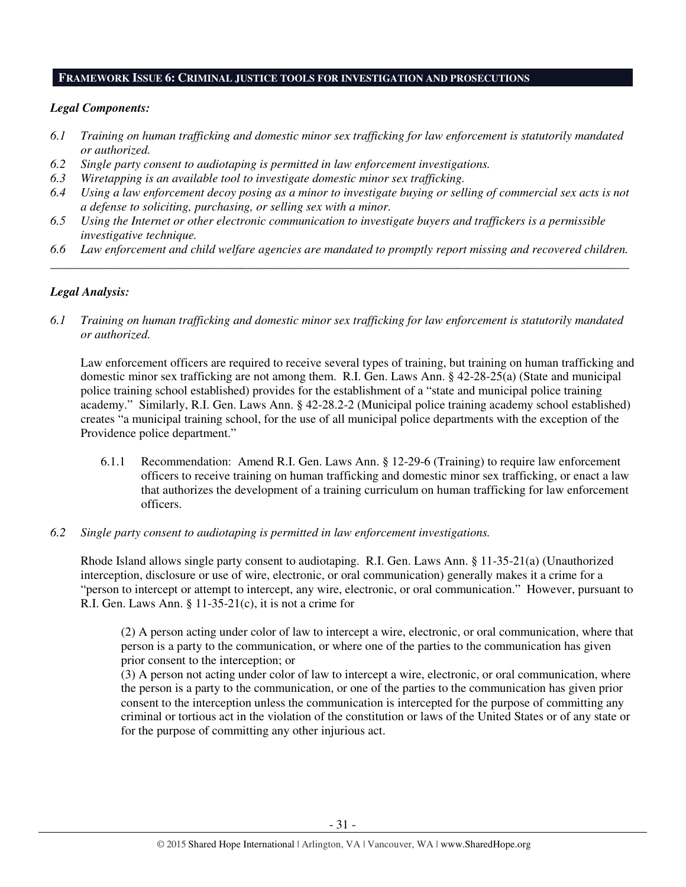## FRAMEWORK ISSUE 6: CRIMINAL JUSTICE TOOLS FOR INVESTIGATION AND PROSECUTIONS

### *Legal Components:*

*6.1 Training on human trafficking and domestic minor sex trafficking for law enforcement is statutorily mandated or authorized.*

*6.2 Single party consent to audiotaping is permitted in law enforcement investigations.*

*6.3 Wiretapping is an available tool to investigate domestic minor sex trafficking.*

*6.4 Using a law enforcement decoy posing as a minor to investigate buying or selling of commercial sex acts is not a defense to soliciting, purchasing, or selling sex with a minor.*

*6.5 Using the Internet or other electronic communication to investigate buyers and traffickers is a permissible investigative technique.*

*6.6 Law enforcement and child welfare agencies are mandated to promptly report missing and recovered children.*

---

### *Legal Analysis:*

*6.1 Training on human trafficking and domestic minor sex trafficking for law enforcement is statutorily mandated or authorized.*

Law enforcement officers are required to receive several types of training, but training on human trafficking and domestic minor sex trafficking are not among them. R.I. Gen. Laws Ann. § 42-28-25(a) (State and municipal police training school established) provides for the establishment of a "state and municipal police training academy." Similarly, R.I. Gen. Laws Ann. § 42-28.2-2 (Municipal police training academy school established) creates "a municipal training school, for the use of all municipal police departments with the exception of the Providence police department."

6.1.1 Recommendation: Amend R.I. Gen. Laws Ann. § 12-29-6 (Training) to require law enforcement officers to receive training on human trafficking and domestic minor sex trafficking, or enact a law that authorizes the development of a training curriculum on human trafficking for law enforcement officers.

*6.2 Single party consent to audiotaping is permitted in law enforcement investigations.*

Rhode Island allows single party consent to audiotaping. R.I. Gen. Laws Ann. § 11-35-21(a) (Unauthorized interception, disclosure or use of wire, electronic, or oral communication) generally makes it a crime for a "person to intercept or attempt to intercept, any wire, electronic, or oral communication." However, pursuant to R.I. Gen. Laws Ann. § 11-35-21(c), it is not a crime for

> (2) A person acting under color of law to intercept a wire, electronic, or oral communication, where that person is a party to the communication, or where one of the parties to the communication has given prior consent to the interception; or
>
> (3) A person not acting under color of law to intercept a wire, electronic, or oral communication, where the person is a party to the communication, or one of the parties to the communication has given prior consent to the interception unless the communication is intercepted for the purpose of committing any criminal or tortious act in the violation of the constitution or laws of the United States or of any state or for the purpose of committing any other injurious act.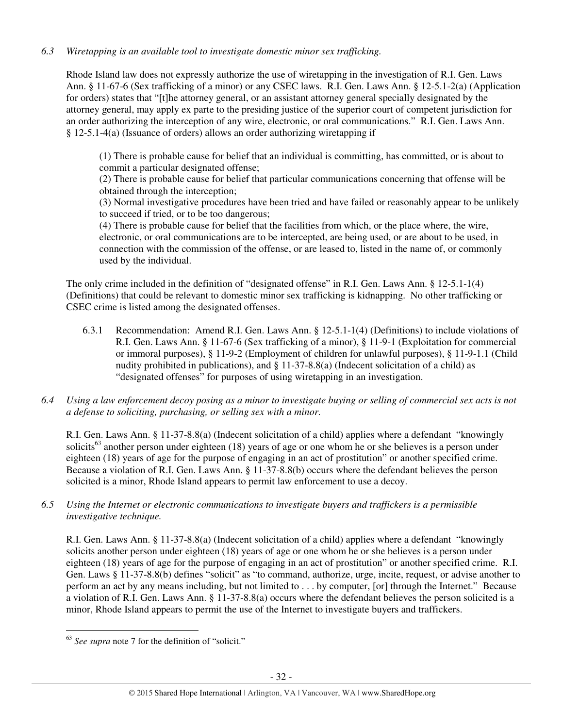*6.3 Wiretapping is an available tool to investigate domestic minor sex trafficking.*

Rhode Island law does not expressly authorize the use of wiretapping in the investigation of R.I. Gen. Laws Ann. § 11-67-6 (Sex trafficking of a minor) or any CSEC laws. R.I. Gen. Laws Ann. § 12-5.1-2(a) (Application for orders) states that "[t]he attorney general, or an assistant attorney general specially designated by the attorney general, may apply ex parte to the presiding justice of the superior court of competent jurisdiction for an order authorizing the interception of any wire, electronic, or oral communications." R.I. Gen. Laws Ann. § 12-5.1-4(a) (Issuance of orders) allows an order authorizing wiretapping if

> (1) There is probable cause for belief that an individual is committing, has committed, or is about to commit a particular designated offense;
> (2) There is probable cause for belief that particular communications concerning that offense will be obtained through the interception;
> (3) Normal investigative procedures have been tried and have failed or reasonably appear to be unlikely to succeed if tried, or to be too dangerous;
> (4) There is probable cause for belief that the facilities from which, or the place where, the wire, electronic, or oral communications are to be intercepted, are being used, or are about to be used, in connection with the commission of the offense, or are leased to, listed in the name of, or commonly used by the individual.

The only crime included in the definition of "designated offense" in R.I. Gen. Laws Ann. § 12-5.1-1(4) (Definitions) that could be relevant to domestic minor sex trafficking is kidnapping. No other trafficking or CSEC crime is listed among the designated offenses.

6.3.1 Recommendation: Amend R.I. Gen. Laws Ann. § 12-5.1-1(4) (Definitions) to include violations of R.I. Gen. Laws Ann. § 11-67-6 (Sex trafficking of a minor), § 11-9-1 (Exploitation for commercial or immoral purposes), § 11-9-2 (Employment of children for unlawful purposes), § 11-9-1.1 (Child nudity prohibited in publications), and § 11-37-8.8(a) (Indecent solicitation of a child) as "designated offenses" for purposes of using wiretapping in an investigation.

*6.4 Using a law enforcement decoy posing as a minor to investigate buying or selling of commercial sex acts is not a defense to soliciting, purchasing, or selling sex with a minor.*

R.I. Gen. Laws Ann. § 11-37-8.8(a) (Indecent solicitation of a child) applies where a defendant "knowingly solicits[63] another person under eighteen (18) years of age or one whom he or she believes is a person under eighteen (18) years of age for the purpose of engaging in an act of prostitution" or another specified crime. Because a violation of R.I. Gen. Laws Ann. § 11-37-8.8(b) occurs where the defendant believes the person solicited is a minor, Rhode Island appears to permit law enforcement to use a decoy.

*6.5 Using the Internet or electronic communications to investigate buyers and traffickers is a permissible investigative technique.*

R.I. Gen. Laws Ann. § 11-37-8.8(a) (Indecent solicitation of a child) applies where a defendant "knowingly solicits another person under eighteen (18) years of age or one whom he or she believes is a person under eighteen (18) years of age for the purpose of engaging in an act of prostitution" or another specified crime. R.I. Gen. Laws § 11-37-8.8(b) defines "solicit" as "to command, authorize, urge, incite, request, or advise another to perform an act by any means including, but not limited to . . . by computer, [or] through the Internet." Because a violation of R.I. Gen. Laws Ann. § 11-37-8.8(a) occurs where the defendant believes the person solicited is a minor, Rhode Island appears to permit the use of the Internet to investigate buyers and traffickers.

---

[63] *See supra* note 7 for the definition of "solicit."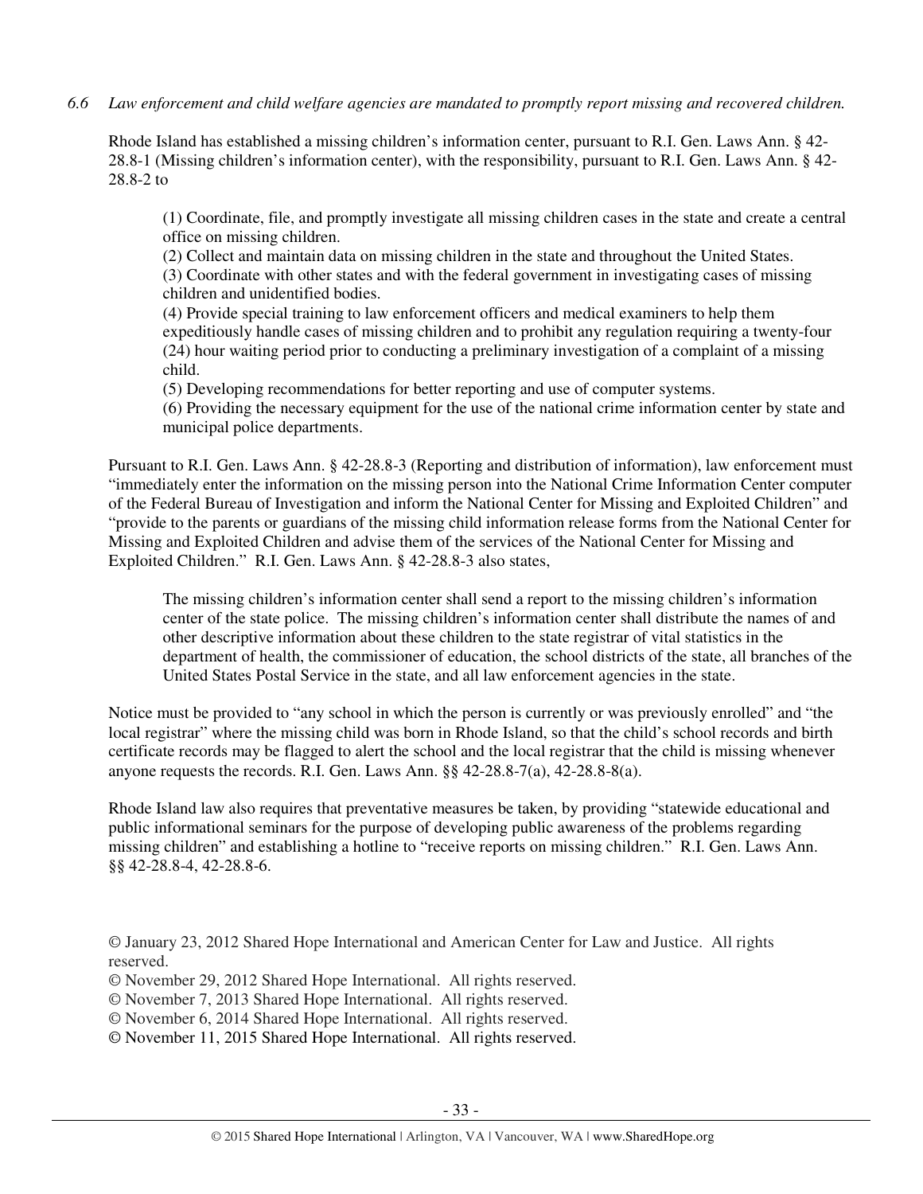*6.6 Law enforcement and child welfare agencies are mandated to promptly report missing and recovered children.*

Rhode Island has established a missing children's information center, pursuant to R.I. Gen. Laws Ann. § 42-28.8-1 (Missing children's information center), with the responsibility, pursuant to R.I. Gen. Laws Ann. § 42-28.8-2 to

> (1) Coordinate, file, and promptly investigate all missing children cases in the state and create a central office on missing children.
> (2) Collect and maintain data on missing children in the state and throughout the United States.
> (3) Coordinate with other states and with the federal government in investigating cases of missing children and unidentified bodies.
> (4) Provide special training to law enforcement officers and medical examiners to help them expeditiously handle cases of missing children and to prohibit any regulation requiring a twenty-four (24) hour waiting period prior to conducting a preliminary investigation of a complaint of a missing child.
> (5) Developing recommendations for better reporting and use of computer systems.
> (6) Providing the necessary equipment for the use of the national crime information center by state and municipal police departments.

Pursuant to R.I. Gen. Laws Ann. § 42-28.8-3 (Reporting and distribution of information), law enforcement must "immediately enter the information on the missing person into the National Crime Information Center computer of the Federal Bureau of Investigation and inform the National Center for Missing and Exploited Children" and "provide to the parents or guardians of the missing child information release forms from the National Center for Missing and Exploited Children and advise them of the services of the National Center for Missing and Exploited Children." R.I. Gen. Laws Ann. § 42-28.8-3 also states,

> The missing children's information center shall send a report to the missing children's information center of the state police. The missing children's information center shall distribute the names of and other descriptive information about these children to the state registrar of vital statistics in the department of health, the commissioner of education, the school districts of the state, all branches of the United States Postal Service in the state, and all law enforcement agencies in the state.

Notice must be provided to "any school in which the person is currently or was previously enrolled" and "the local registrar" where the missing child was born in Rhode Island, so that the child's school records and birth certificate records may be flagged to alert the school and the local registrar that the child is missing whenever anyone requests the records. R.I. Gen. Laws Ann. §§ 42-28.8-7(a), 42-28.8-8(a).

Rhode Island law also requires that preventative measures be taken, by providing "statewide educational and public informational seminars for the purpose of developing public awareness of the problems regarding missing children" and establishing a hotline to "receive reports on missing children." R.I. Gen. Laws Ann. §§ 42-28.8-4, 42-28.8-6.

© January 23, 2012 Shared Hope International and American Center for Law and Justice. All rights reserved.
© November 29, 2012 Shared Hope International. All rights reserved.
© November 7, 2013 Shared Hope International. All rights reserved.
© November 6, 2014 Shared Hope International. All rights reserved.
© November 11, 2015 Shared Hope International. All rights reserved.